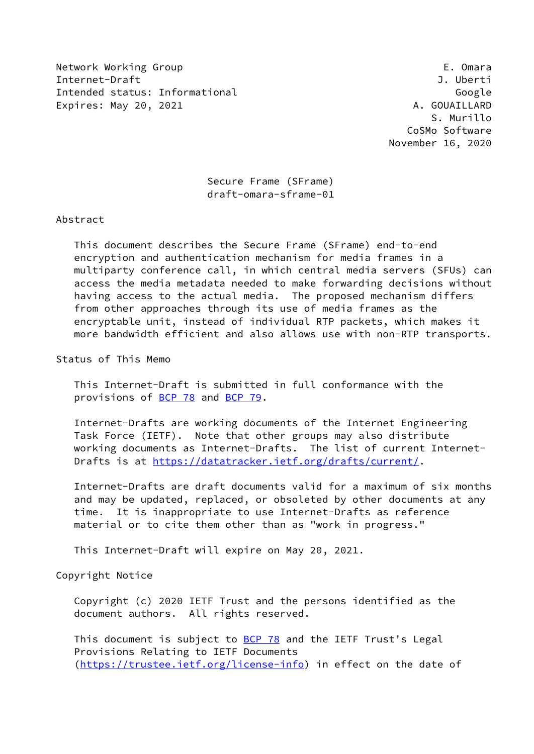Network Working Group E. Omara
Internet-Draft J. Uberti
Intended status: Informational Google
Expires: May 20, 2021 A. GOUAILLARD
S. Murillo
CoSMo Software
November 16, 2020

# Secure Frame (SFrame)
draft-omara-sframe-01

## Abstract

This document describes the Secure Frame (SFrame) end-to-end encryption and authentication mechanism for media frames in a multiparty conference call, in which central media servers (SFUs) can access the media metadata needed to make forwarding decisions without having access to the actual media. The proposed mechanism differs from other approaches through its use of media frames as the encryptable unit, instead of individual RTP packets, which makes it more bandwidth efficient and also allows use with non-RTP transports.

## Status of This Memo

This Internet-Draft is submitted in full conformance with the provisions of BCP 78 and BCP 79.

Internet-Drafts are working documents of the Internet Engineering Task Force (IETF). Note that other groups may also distribute working documents as Internet-Drafts. The list of current Internet-Drafts is at https://datatracker.ietf.org/drafts/current/.

Internet-Drafts are draft documents valid for a maximum of six months and may be updated, replaced, or obsoleted by other documents at any time. It is inappropriate to use Internet-Drafts as reference material or to cite them other than as "work in progress."

This Internet-Draft will expire on May 20, 2021.

## Copyright Notice

Copyright (c) 2020 IETF Trust and the persons identified as the document authors. All rights reserved.

This document is subject to BCP 78 and the IETF Trust's Legal Provisions Relating to IETF Documents (https://trustee.ietf.org/license-info) in effect on the date of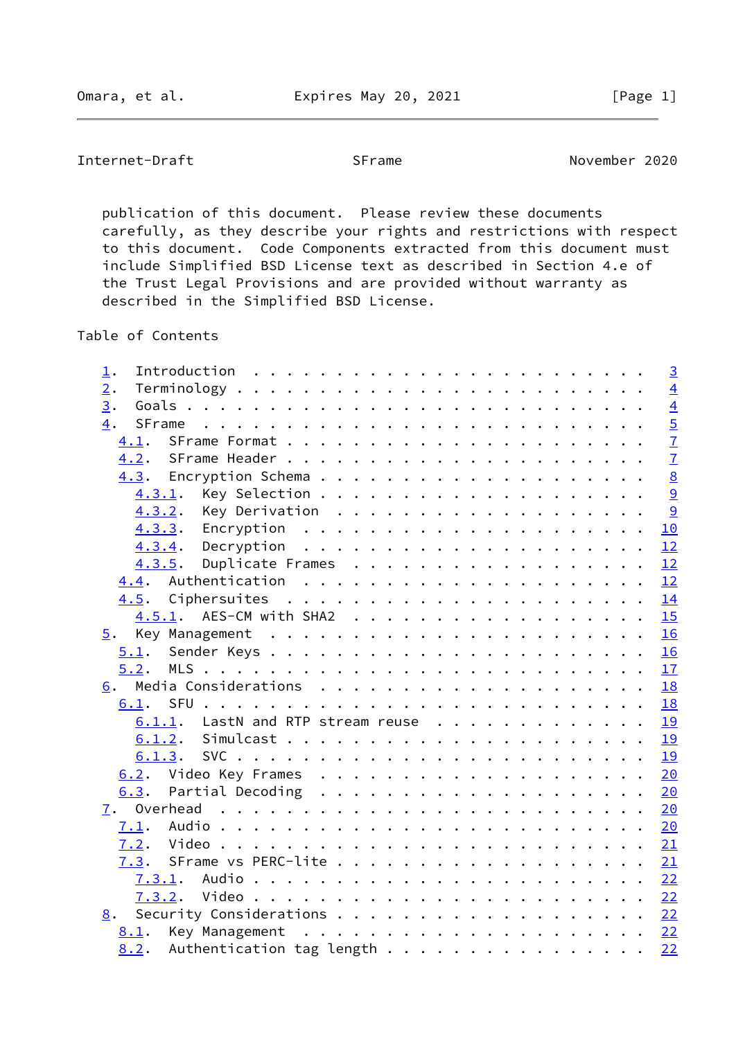publication of this document. Please review these documents carefully, as they describe your rights and restrictions with respect to this document. Code Components extracted from this document must include Simplified BSD License text as described in Section 4.e of the Trust Legal Provisions and are provided without warranty as described in the Simplified BSD License.

Table of Contents

```
   1.  Introduction  . . . . . . . . . . . . . . . . . . . . . . . .   3
   2.  Terminology . . . . . . . . . . . . . . . . . . . . . . . . .   4
   3.  Goals . . . . . . . . . . . . . . . . . . . . . . . . . . . .   4
   4.  SFrame  . . . . . . . . . . . . . . . . . . . . . . . . . . .   5
     4.1.  SFrame Format . . . . . . . . . . . . . . . . . . . . . .   7
     4.2.  SFrame Header . . . . . . . . . . . . . . . . . . . . . .   7
     4.3.  Encryption Schema . . . . . . . . . . . . . . . . . . . .   8
       4.3.1.  Key Selection . . . . . . . . . . . . . . . . . . . .   9
       4.3.2.  Key Derivation  . . . . . . . . . . . . . . . . . . .   9
       4.3.3.  Encryption  . . . . . . . . . . . . . . . . . . . . .  10
       4.3.4.  Decryption  . . . . . . . . . . . . . . . . . . . . .  12
       4.3.5.  Duplicate Frames  . . . . . . . . . . . . . . . . . .  12
     4.4.  Authentication  . . . . . . . . . . . . . . . . . . . . .  12
     4.5.  Ciphersuites  . . . . . . . . . . . . . . . . . . . . . .  14
       4.5.1.  AES-CM with SHA2  . . . . . . . . . . . . . . . . . .  15
   5.  Key Management  . . . . . . . . . . . . . . . . . . . . . . .  16
     5.1.  Sender Keys . . . . . . . . . . . . . . . . . . . . . . .  16
     5.2.  MLS . . . . . . . . . . . . . . . . . . . . . . . . . . .  17
   6.  Media Considerations  . . . . . . . . . . . . . . . . . . . .  18
     6.1.  SFU . . . . . . . . . . . . . . . . . . . . . . . . . . .  18
       6.1.1.  LastN and RTP stream reuse  . . . . . . . . . . . . .  19
       6.1.2.  Simulcast . . . . . . . . . . . . . . . . . . . . . .  19
       6.1.3.  SVC . . . . . . . . . . . . . . . . . . . . . . . . .  19
     6.2.  Video Key Frames  . . . . . . . . . . . . . . . . . . . .  20
     6.3.  Partial Decoding  . . . . . . . . . . . . . . . . . . . .  20
   7.  Overhead  . . . . . . . . . . . . . . . . . . . . . . . . . .  20
     7.1.  Audio . . . . . . . . . . . . . . . . . . . . . . . . . .  20
     7.2.  Video . . . . . . . . . . . . . . . . . . . . . . . . . .  21
     7.3.  SFrame vs PERC-lite . . . . . . . . . . . . . . . . . . .  21
       7.3.1.  Audio . . . . . . . . . . . . . . . . . . . . . . . .  22
       7.3.2.  Video . . . . . . . . . . . . . . . . . . . . . . . .  22
   8.  Security Considerations . . . . . . . . . . . . . . . . . . .  22
     8.1.  Key Management  . . . . . . . . . . . . . . . . . . . . .  22
     8.2.  Authentication tag length . . . . . . . . . . . . . . . .  22
```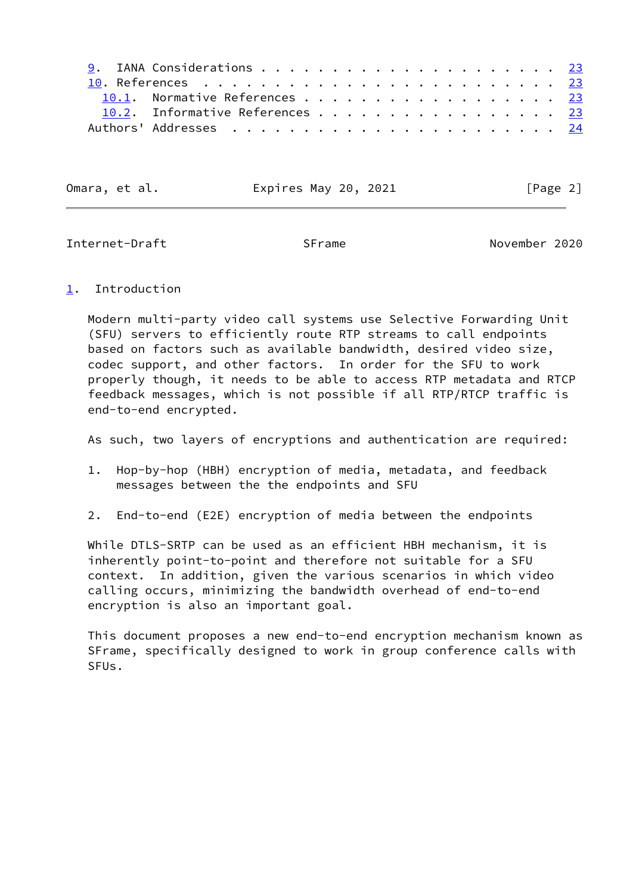9. IANA Considerations . . . . . . . . . . . . . . . . . . . . . 23
10. References . . . . . . . . . . . . . . . . . . . . . . . . . 23
 10.1. Normative References . . . . . . . . . . . . . . . . . . 23
 10.2. Informative References . . . . . . . . . . . . . . . . . 23
Authors' Addresses . . . . . . . . . . . . . . . . . . . . . . . 24

## 1. Introduction

Modern multi-party video call systems use Selective Forwarding Unit (SFU) servers to efficiently route RTP streams to call endpoints based on factors such as available bandwidth, desired video size, codec support, and other factors. In order for the SFU to work properly though, it needs to be able to access RTP metadata and RTCP feedback messages, which is not possible if all RTP/RTCP traffic is end-to-end encrypted.

As such, two layers of encryptions and authentication are required:

1. Hop-by-hop (HBH) encryption of media, metadata, and feedback messages between the the endpoints and SFU

2. End-to-end (E2E) encryption of media between the endpoints

While DTLS-SRTP can be used as an efficient HBH mechanism, it is inherently point-to-point and therefore not suitable for a SFU context. In addition, given the various scenarios in which video calling occurs, minimizing the bandwidth overhead of end-to-end encryption is also an important goal.

This document proposes a new end-to-end encryption mechanism known as SFrame, specifically designed to work in group conference calls with SFUs.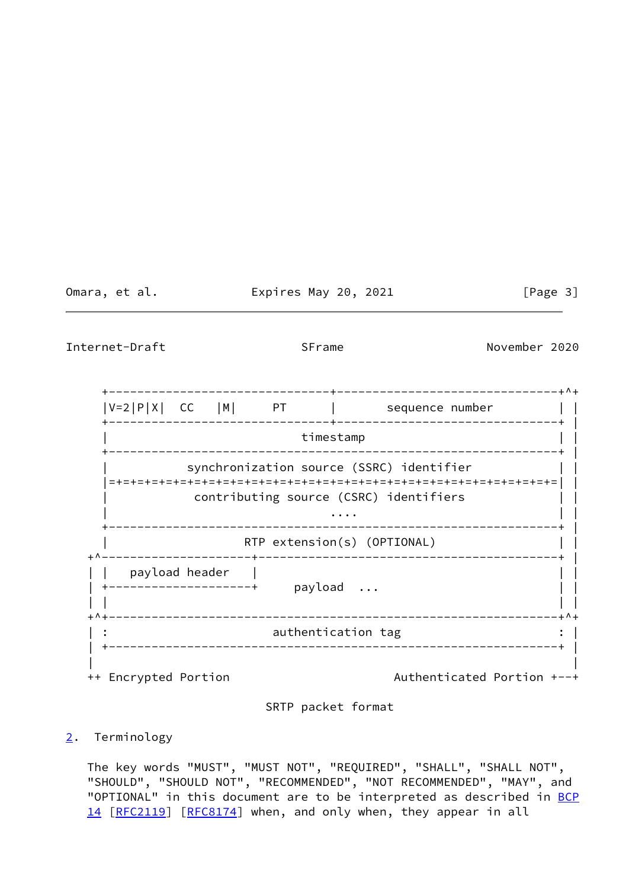```
     +-------------------------------+-------------------------------+^+
     |V=2|P|X|  CC   |M|     PT      |       sequence number         | |
     +-------------------------------+-------------------------------+ |
     |                           timestamp                           | |
     +---------------------------------------------------------------+ |
     |           synchronization source (SSRC) identifier            | |
     |=+=+=+=+=+=+=+=+=+=+=+=+=+=+=+=+=+=+=+=+=+=+=+=+=+=+=+=+=+=+=+=| |
     |            contributing source (CSRC) identifiers             | |
     |                               ....                            | |
     +---------------------------------------------------------------+ |
     |                   RTP extension(s) (OPTIONAL)                 | |
   +^---------------------+------------------------------------------+ |
   | |   payload header   |                                          | |
   | +--------------------+     payload  ...                         | |
   | |                                                               | |
   +^+---------------------------------------------------------------+^+
   | :                       authentication tag                      : |
   | +---------------------------------------------------------------+ |
   |                                                                   |
   ++ Encrypted Portion                       Authenticated Portion +---+
```

SRTP packet format

## 2. Terminology

The key words "MUST", "MUST NOT", "REQUIRED", "SHALL", "SHALL NOT", "SHOULD", "SHOULD NOT", "RECOMMENDED", "NOT RECOMMENDED", "MAY", and "OPTIONAL" in this document are to be interpreted as described in BCP 14 [RFC2119] [RFC8174] when, and only when, they appear in all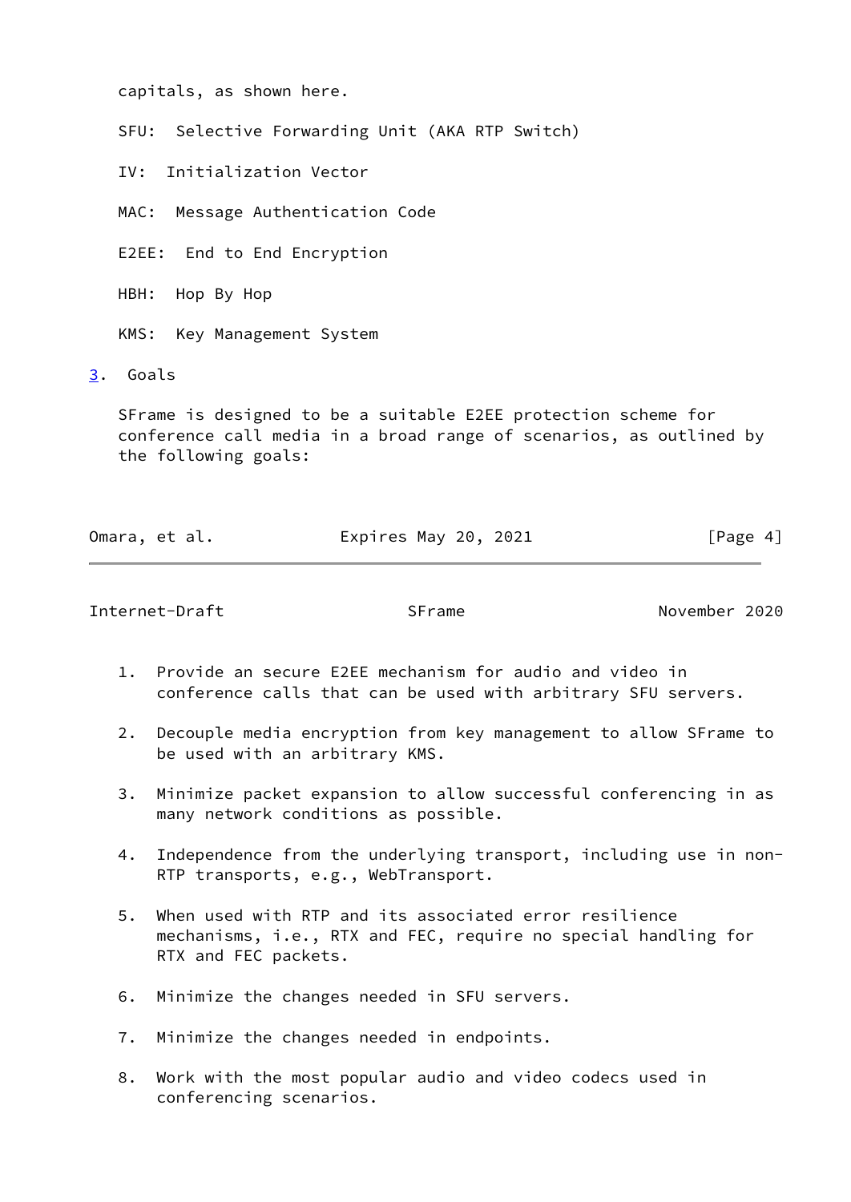capitals, as shown here.

SFU: Selective Forwarding Unit (AKA RTP Switch)

IV: Initialization Vector

MAC: Message Authentication Code

E2EE: End to End Encryption

HBH: Hop By Hop

KMS: Key Management System

## 3. Goals

SFrame is designed to be a suitable E2EE protection scheme for conference call media in a broad range of scenarios, as outlined by the following goals:

1. Provide an secure E2EE mechanism for audio and video in conference calls that can be used with arbitrary SFU servers.

2. Decouple media encryption from key management to allow SFrame to be used with an arbitrary KMS.

3. Minimize packet expansion to allow successful conferencing in as many network conditions as possible.

4. Independence from the underlying transport, including use in non-RTP transports, e.g., WebTransport.

5. When used with RTP and its associated error resilience mechanisms, i.e., RTX and FEC, require no special handling for RTX and FEC packets.

6. Minimize the changes needed in SFU servers.

7. Minimize the changes needed in endpoints.

8. Work with the most popular audio and video codecs used in conferencing scenarios.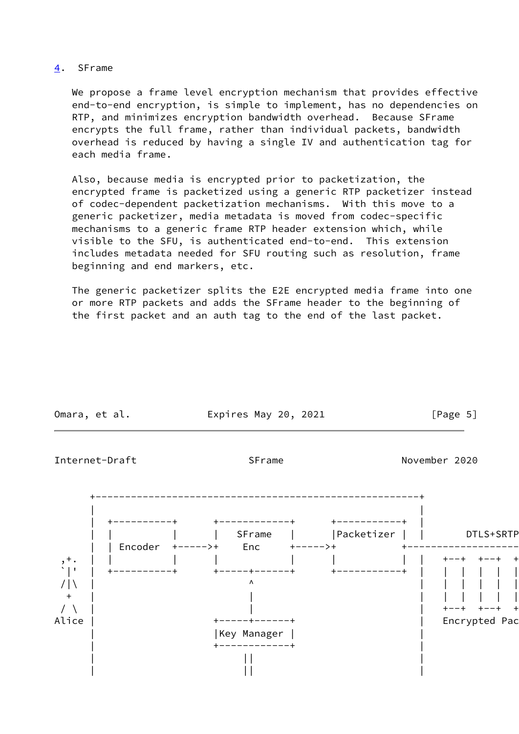## 4. SFrame

We propose a frame level encryption mechanism that provides effective end-to-end encryption, is simple to implement, has no dependencies on RTP, and minimizes encryption bandwidth overhead. Because SFrame encrypts the full frame, rather than individual packets, bandwidth overhead is reduced by having a single IV and authentication tag for each media frame.

Also, because media is encrypted prior to packetization, the encrypted frame is packetized using a generic RTP packetizer instead of codec-dependent packetization mechanisms. With this move to a generic packetizer, media metadata is moved from codec-specific mechanisms to a generic frame RTP header extension which, while visible to the SFU, is authenticated end-to-end. This extension includes metadata needed for SFU routing such as resolution, frame beginning and end markers, etc.

The generic packetizer splits the E2E encrypted media frame into one or more RTP packets and adds the SFrame header to the beginning of the first packet and an auth tag to the end of the last packet.

```
      +-------------------------------------------------------+
      |                                                       |
      |  +----------+      +------------+      +-----------+  |
      |  |          |      |   SFrame   |      |Packetizer |  |       DTLS+SRTP
      |  | Encoder  +----->+    Enc     +----->+           +--------------------
 ,+.  |  |          |      |            |      |           |  |   +--+  +--+  +
 `|'  |  +----------+      +-----+------+      +-----------+  |   |  |  |  |  |
 /|\  |                          ^                            |   |  |  |  |  |
  +   |                          |                            |   |  |  |  |  |
 / \  |                          |                            |   +--+  +--+  +
Alice |                    +-----+------+                     |   Encrypted Pac
      |                    |Key Manager |                     |
      |                    +------------+                     |
      |                         ||                            |
      |                         ||                            |
```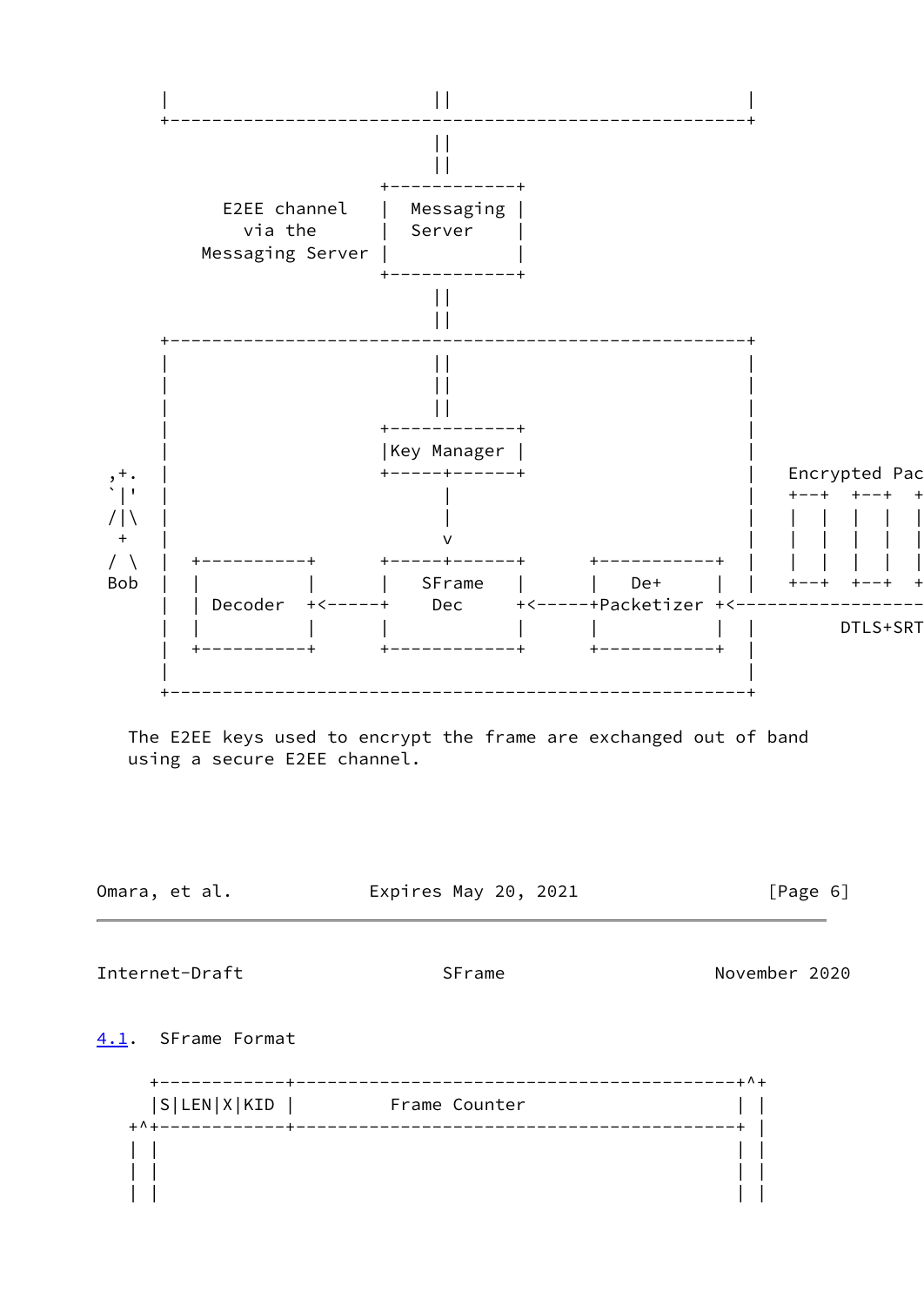```
     |                         ||                         |
     +----------------------------------------------------+
                               ||
                               ||
                        +------------+
          E2EE channel  |  Messaging |
            via the     |   Server   |
        Messaging Server|            |
                        +------------+
                               ||
                               ||
     +----------------------------------------------------+
     |                         ||                         |
     |                         ||                         |
     |                         ||                         |
     |                  +------------+                    |
     |                  |Key Manager |                    |
 ,+. |                  +-----+------+                    |   Encrypted Pac
 `|' |                        |                           |   +--+  +--+  +
 /|\ |                        |                           |   |  |  |  |  |
  +  |                        v                           |   |  |  |  |  |
 / \ |  +----------+    +-----+------+    +-----------+   |   |  |  |  |  |
 Bob |  |          |    |   SFrame   |    |   De+     |   |   +--+  +--+  +
     |  | Decoder  +<---+    Dec     +<---+Packetizer +<----------------
     |  |          |    |            |    |           |   |      DTLS+SRT
     |  +----------+    +------------+    +-----------+   |
     |                                                    |
     +----------------------------------------------------+
```

The E2EE keys used to encrypt the frame are exchanged out of band using a secure E2EE channel.

### 4.1. SFrame Format

```
   +------------+------------------------------------------+^+
   |S|LEN|X|KID |         Frame Counter                    | |
 +^+------------+------------------------------------------+ |
 | |                                                       | |
 | |                                                       | |
 | |                                                       | |
```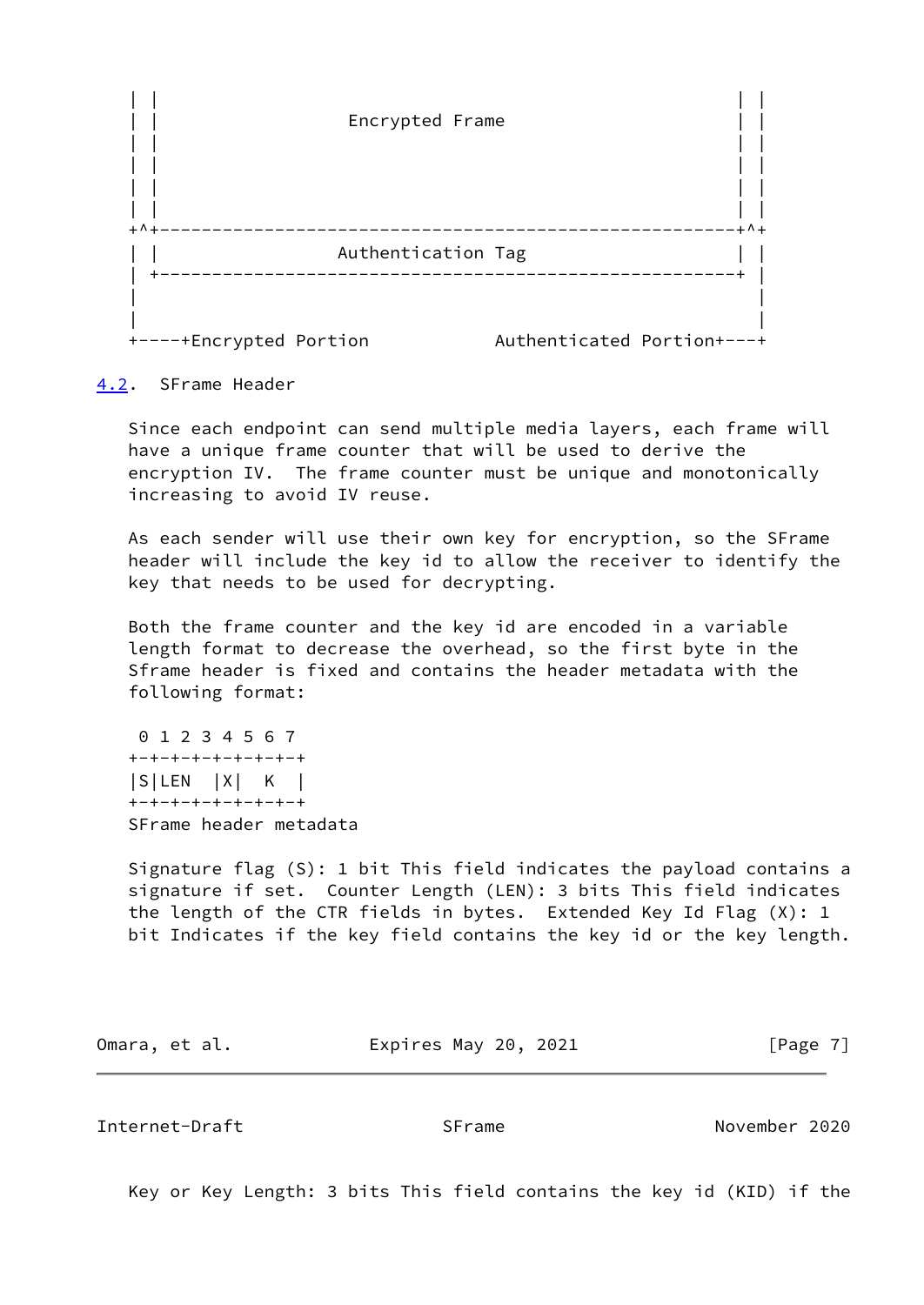```
   | |                                                       | |
   | |                 Encrypted Frame                       | |
   | |                                                       | |
   | |                                                       | |
   | |                                                       | |
   | |                                                       | |
   +^+-------------------------------------------------------+^+
   | |                Authentication Tag                     | |
   | +-------------------------------------------------------+ |
   |                                                           |
   |                                                           |
   +----+Encrypted Portion            Authenticated Portion+---+
```

## 4.2. SFrame Header

Since each endpoint can send multiple media layers, each frame will have a unique frame counter that will be used to derive the encryption IV. The frame counter must be unique and monotonically increasing to avoid IV reuse.

As each sender will use their own key for encryption, so the SFrame header will include the key id to allow the receiver to identify the key that needs to be used for decrypting.

Both the frame counter and the key id are encoded in a variable length format to decrease the overhead, so the first byte in the Sframe header is fixed and contains the header metadata with the following format:

```
 0 1 2 3 4 5 6 7
+-+-+-+-+-+-+-+-+
|S|LEN  |X|  K  |
+-+-+-+-+-+-+-+-+
SFrame header metadata
```

Signature flag (S): 1 bit This field indicates the payload contains a signature if set. Counter Length (LEN): 3 bits This field indicates the length of the CTR fields in bytes. Extended Key Id Flag (X): 1 bit Indicates if the key field contains the key id or the key length.

Key or Key Length: 3 bits This field contains the key id (KID) if the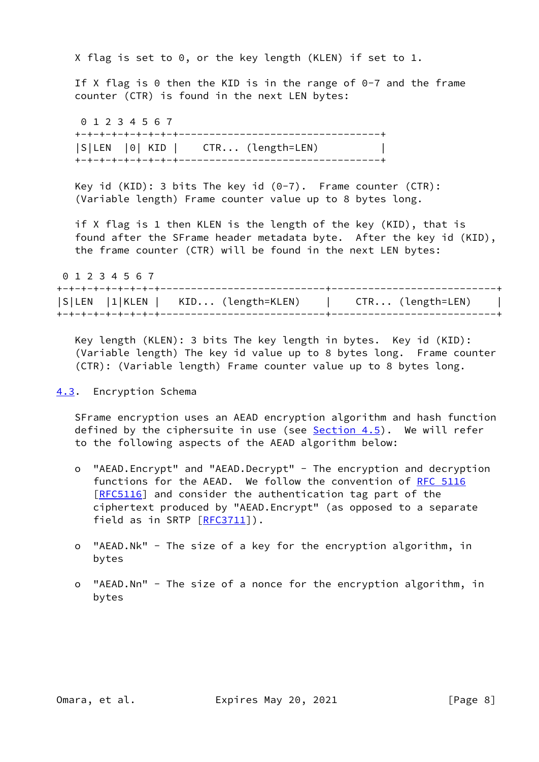X flag is set to 0, or the key length (KLEN) if set to 1.

If X flag is 0 then the KID is in the range of 0-7 and the frame counter (CTR) is found in the next LEN bytes:

```
 0 1 2 3 4 5 6 7
+-+-+-+-+-+-+-+-+---------------------------------+
|S|LEN  |0| KID |    CTR... (length=LEN)          |
+-+-+-+-+-+-+-+-+---------------------------------+
```

Key id (KID): 3 bits The key id (0-7). Frame counter (CTR): (Variable length) Frame counter value up to 8 bytes long.

if X flag is 1 then KLEN is the length of the key (KID), that is found after the SFrame header metadata byte. After the key id (KID), the frame counter (CTR) will be found in the next LEN bytes:

```
 0 1 2 3 4 5 6 7
+-+-+-+-+-+-+-+-+---------------------------+---------------------------+
|S|LEN  |1|KLEN |   KID... (length=KLEN)    |    CTR... (length=LEN)    |
+-+-+-+-+-+-+-+-+---------------------------+---------------------------+
```

Key length (KLEN): 3 bits The key length in bytes. Key id (KID): (Variable length) The key id value up to 8 bytes long. Frame counter (CTR): (Variable length) Frame counter value up to 8 bytes long.

## 4.3. Encryption Schema

SFrame encryption uses an AEAD encryption algorithm and hash function defined by the ciphersuite in use (see Section 4.5). We will refer to the following aspects of the AEAD algorithm below:

- "AEAD.Encrypt" and "AEAD.Decrypt" - The encryption and decryption functions for the AEAD. We follow the convention of RFC 5116 [RFC5116] and consider the authentication tag part of the ciphertext produced by "AEAD.Encrypt" (as opposed to a separate field as in SRTP [RFC3711]).

- "AEAD.Nk" - The size of a key for the encryption algorithm, in bytes

- "AEAD.Nn" - The size of a nonce for the encryption algorithm, in bytes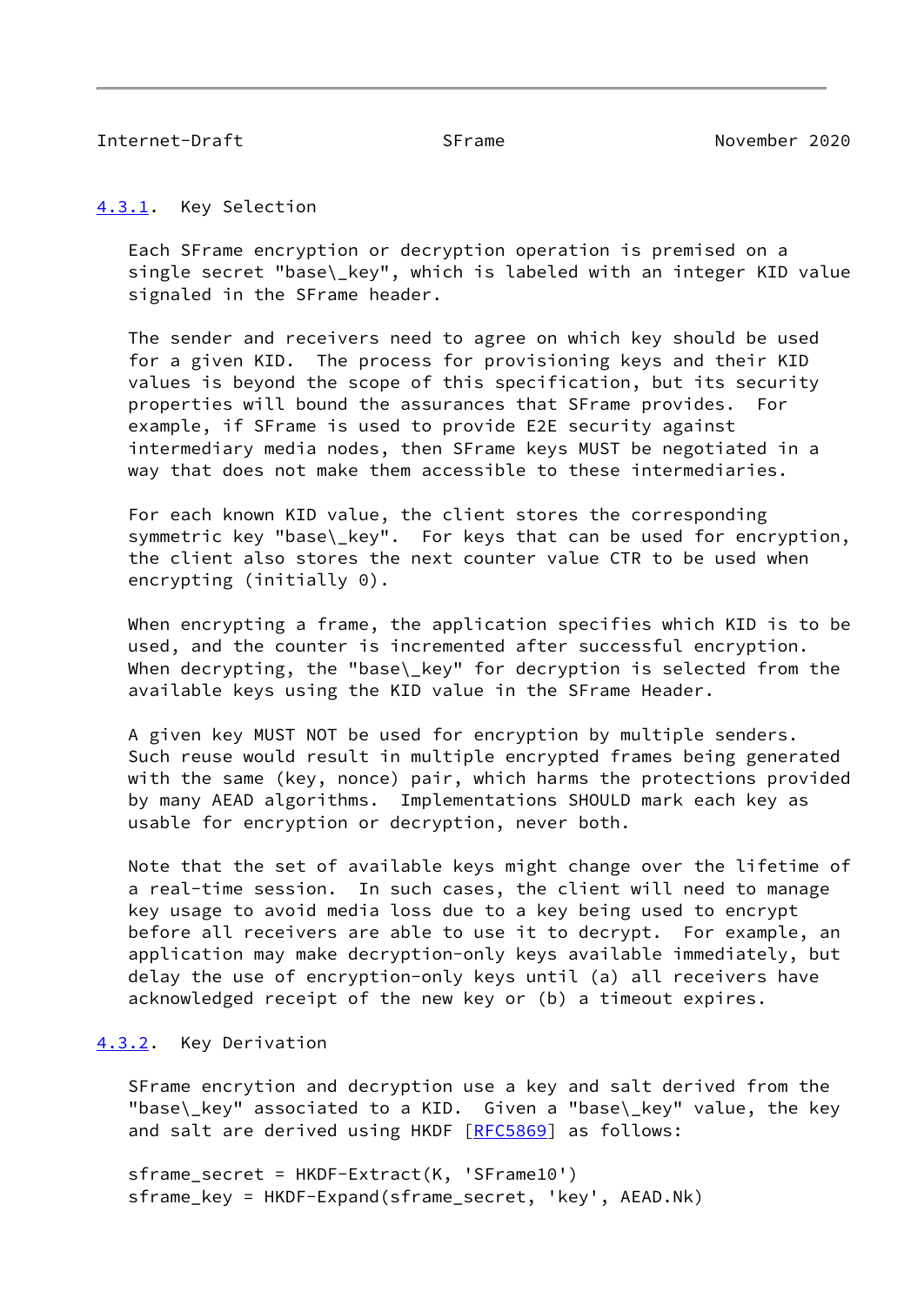#### 4.3.1. Key Selection

Each SFrame encryption or decryption operation is premised on a single secret "base\_key", which is labeled with an integer KID value signaled in the SFrame header.

The sender and receivers need to agree on which key should be used for a given KID. The process for provisioning keys and their KID values is beyond the scope of this specification, but its security properties will bound the assurances that SFrame provides. For example, if SFrame is used to provide E2E security against intermediary media nodes, then SFrame keys MUST be negotiated in a way that does not make them accessible to these intermediaries.

For each known KID value, the client stores the corresponding symmetric key "base\_key". For keys that can be used for encryption, the client also stores the next counter value CTR to be used when encrypting (initially 0).

When encrypting a frame, the application specifies which KID is to be used, and the counter is incremented after successful encryption. When decrypting, the "base\_key" for decryption is selected from the available keys using the KID value in the SFrame Header.

A given key MUST NOT be used for encryption by multiple senders. Such reuse would result in multiple encrypted frames being generated with the same (key, nonce) pair, which harms the protections provided by many AEAD algorithms. Implementations SHOULD mark each key as usable for encryption or decryption, never both.

Note that the set of available keys might change over the lifetime of a real-time session. In such cases, the client will need to manage key usage to avoid media loss due to a key being used to encrypt before all receivers are able to use it to decrypt. For example, an application may make decryption-only keys available immediately, but delay the use of encryption-only keys until (a) all receivers have acknowledged receipt of the new key or (b) a timeout expires.

#### 4.3.2. Key Derivation

SFrame encryption and decryption use a key and salt derived from the "base\_key" associated to a KID. Given a "base\_key" value, the key and salt are derived using HKDF [RFC5869] as follows:

```
sframe_secret = HKDF-Extract(K, 'SFrame10')
sframe_key = HKDF-Expand(sframe_secret, 'key', AEAD.Nk)
```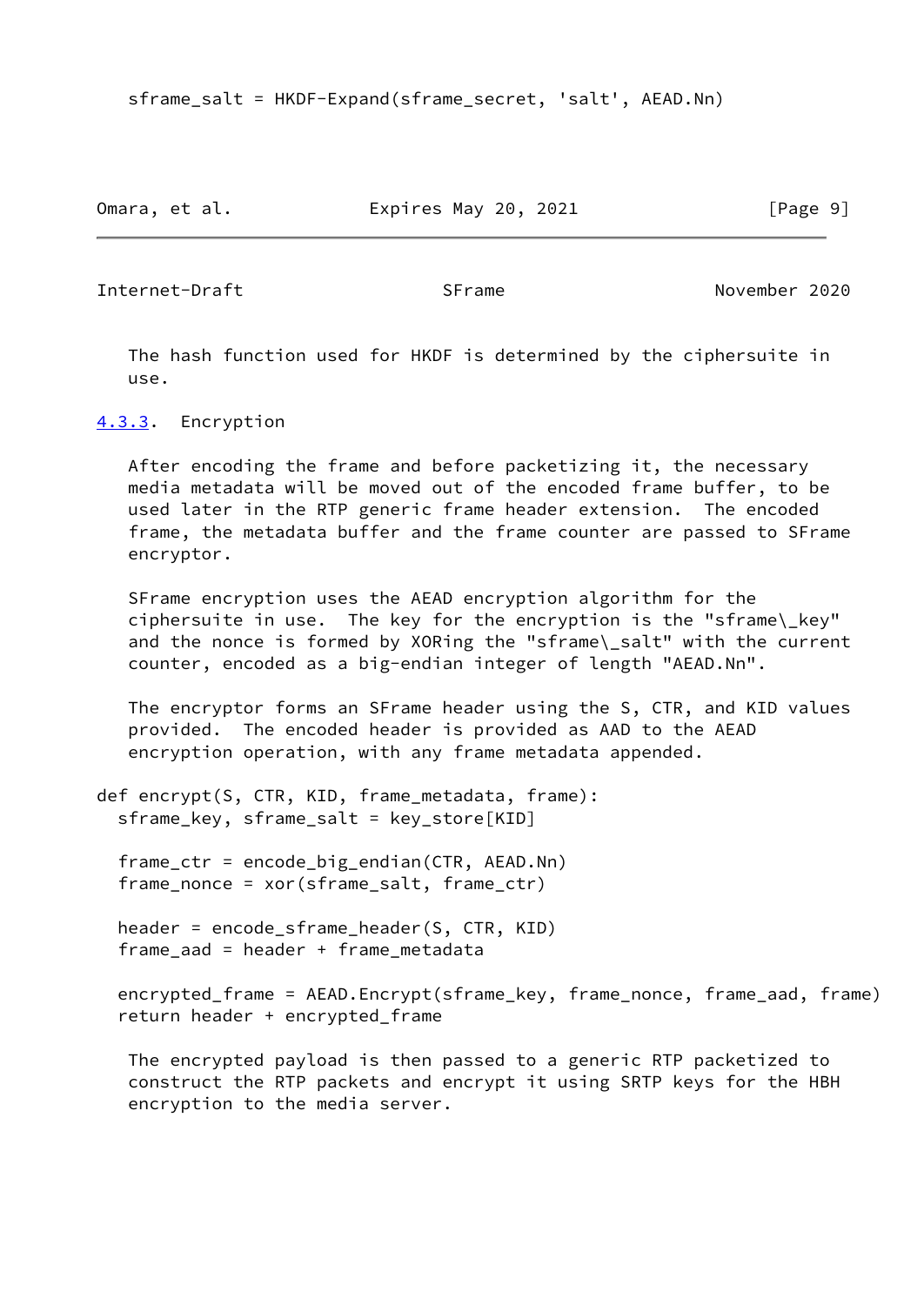```
sframe_salt = HKDF-Expand(sframe_secret, 'salt', AEAD.Nn)
```

The hash function used for HKDF is determined by the ciphersuite in use.

#### 4.3.3. Encryption

After encoding the frame and before packetizing it, the necessary media metadata will be moved out of the encoded frame buffer, to be used later in the RTP generic frame header extension. The encoded frame, the metadata buffer and the frame counter are passed to SFrame encryptor.

SFrame encryption uses the AEAD encryption algorithm for the ciphersuite in use. The key for the encryption is the "sframe\_key" and the nonce is formed by XORing the "sframe\_salt" with the current counter, encoded as a big-endian integer of length "AEAD.Nn".

The encryptor forms an SFrame header using the S, CTR, and KID values provided. The encoded header is provided as AAD to the AEAD encryption operation, with any frame metadata appended.

```
def encrypt(S, CTR, KID, frame_metadata, frame):
  sframe_key, sframe_salt = key_store[KID]

  frame_ctr = encode_big_endian(CTR, AEAD.Nn)
  frame_nonce = xor(sframe_salt, frame_ctr)

  header = encode_sframe_header(S, CTR, KID)
  frame_aad = header + frame_metadata

  encrypted_frame = AEAD.Encrypt(sframe_key, frame_nonce, frame_aad, frame)
  return header + encrypted_frame
```

The encrypted payload is then passed to a generic RTP packetized to construct the RTP packets and encrypt it using SRTP keys for the HBH encryption to the media server.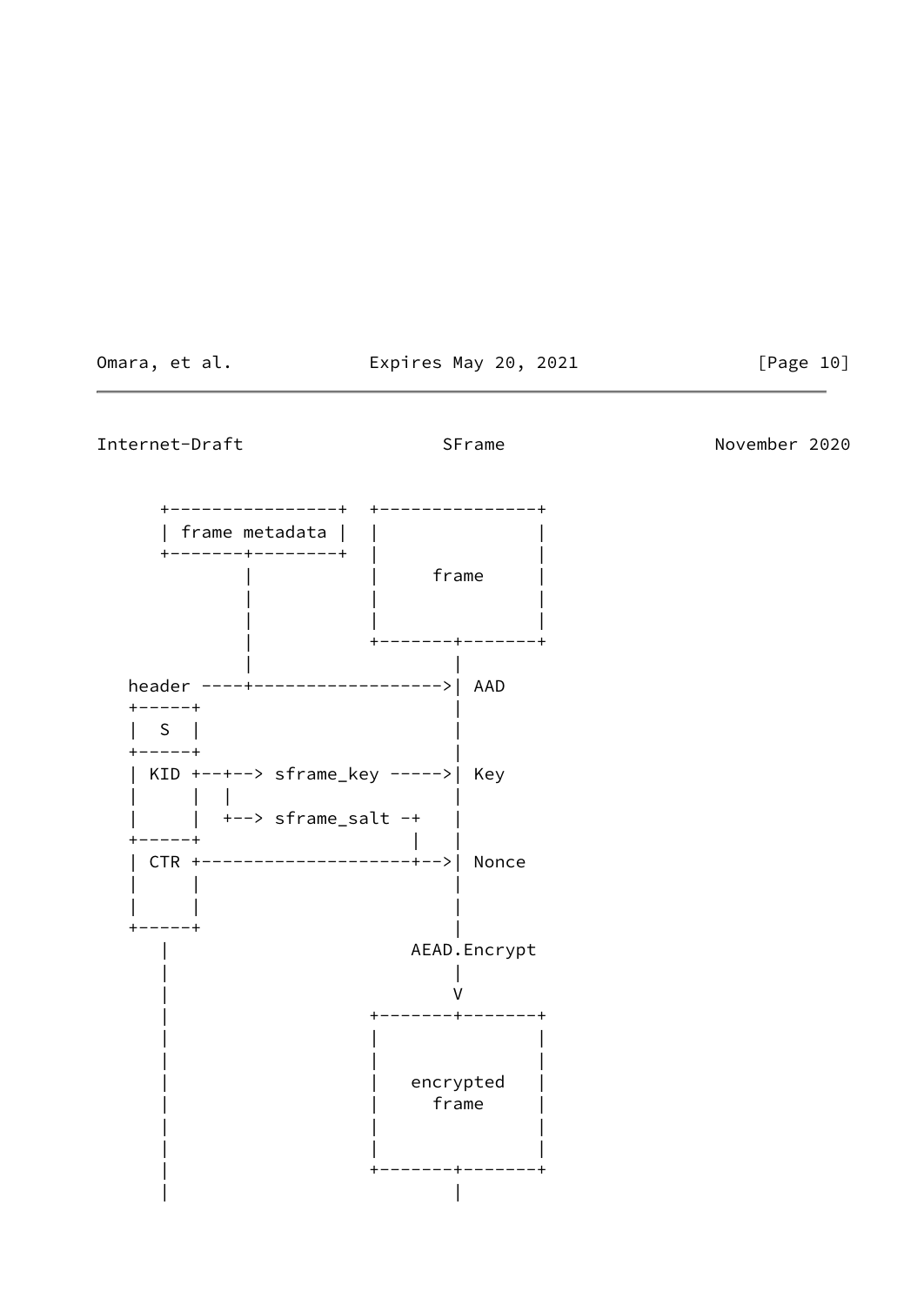```
      +----------------+  +---------------+
      | frame metadata |  |               |
      +-------+--------+  |               |
              |           |     frame     |
              |           |               |
              |           |               |
              |           +-------+-------+
              |                   |
   header ----+------------------>| AAD
   +-----+                        |
   |  S  |                        |
   +-----+                        |
   | KID +--+--> sframe_key ----->| Key
   |     |  |                     |
   |     |  +--> sframe_salt -+   |
   +-----+                    |   |
   | CTR +--------------------+-->| Nonce
   |     |                        |
   |     |                        |
   +-----+                        |
      |                       AEAD.Encrypt
      |                           |
      |                           V
      |                   +-------+-------+
      |                   |               |
      |                   |               |
      |                   |   encrypted   |
      |                   |     frame     |
      |                   |               |
      |                   |               |
      |                   +-------+-------+
      |                           |
```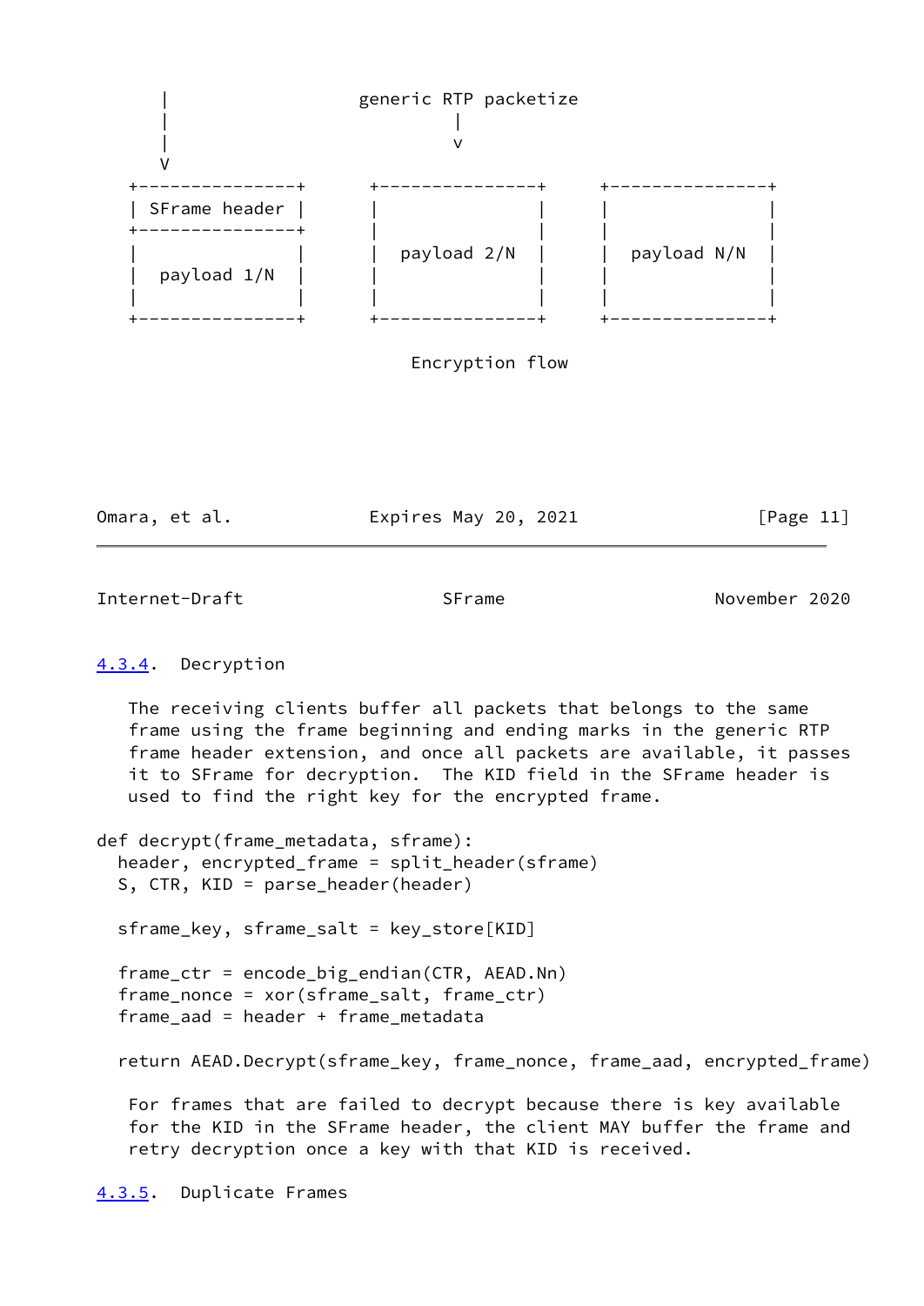```
      |                  generic RTP packetize
      |                         |
      |                         v
      V
   +----------------+     +----------------+     +----------------+
   | SFrame header  |     |                |     |                |
   +----------------+     |                |     |                |
   |                |     |  payload 2/N   |     |  payload N/N   |
   |  payload 1/N   |     |                |     |                |
   |                |     |                |     |                |
   +----------------+     +----------------+     +----------------+
```

Encryption flow

#### 4.3.4. Decryption

The receiving clients buffer all packets that belongs to the same frame using the frame beginning and ending marks in the generic RTP frame header extension, and once all packets are available, it passes it to SFrame for decryption. The KID field in the SFrame header is used to find the right key for the encrypted frame.

```
def decrypt(frame_metadata, sframe):
  header, encrypted_frame = split_header(sframe)
  S, CTR, KID = parse_header(header)

  sframe_key, sframe_salt = key_store[KID]

  frame_ctr = encode_big_endian(CTR, AEAD.Nn)
  frame_nonce = xor(sframe_salt, frame_ctr)
  frame_aad = header + frame_metadata

  return AEAD.Decrypt(sframe_key, frame_nonce, frame_aad, encrypted_frame)
```

For frames that are failed to decrypt because there is key available for the KID in the SFrame header, the client MAY buffer the frame and retry decryption once a key with that KID is received.

#### 4.3.5. Duplicate Frames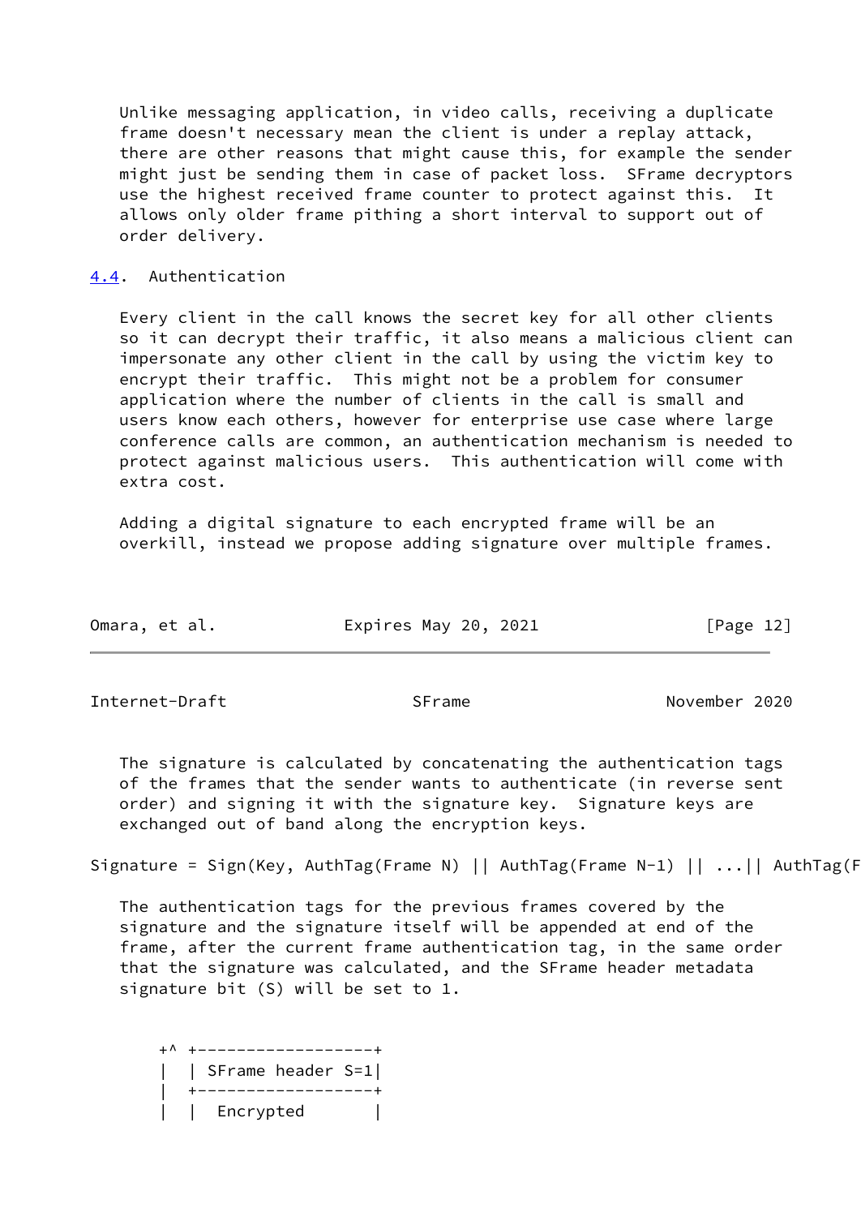Unlike messaging application, in video calls, receiving a duplicate frame doesn't necessary mean the client is under a replay attack, there are other reasons that might cause this, for example the sender might just be sending them in case of packet loss. SFrame decryptors use the highest received frame counter to protect against this. It allows only older frame pithing a short interval to support out of order delivery.

### 4.4. Authentication

Every client in the call knows the secret key for all other clients so it can decrypt their traffic, it also means a malicious client can impersonate any other client in the call by using the victim key to encrypt their traffic. This might not be a problem for consumer application where the number of clients in the call is small and users know each others, however for enterprise use case where large conference calls are common, an authentication mechanism is needed to protect against malicious users. This authentication will come with extra cost.

Adding a digital signature to each encrypted frame will be an overkill, instead we propose adding signature over multiple frames.

The signature is calculated by concatenating the authentication tags of the frames that the sender wants to authenticate (in reverse sent order) and signing it with the signature key. Signature keys are exchanged out of band along the encryption keys.

```
Signature = Sign(Key, AuthTag(Frame N) || AuthTag(Frame N-1) || ...|| AuthTag(F
```

The authentication tags for the previous frames covered by the signature and the signature itself will be appended at end of the frame, after the current frame authentication tag, in the same order that the signature was calculated, and the SFrame header metadata signature bit (S) will be set to 1.

```
     +^ +------------------+
     |  | SFrame header S=1|
     |  +------------------+
     |  |  Encrypted       |
```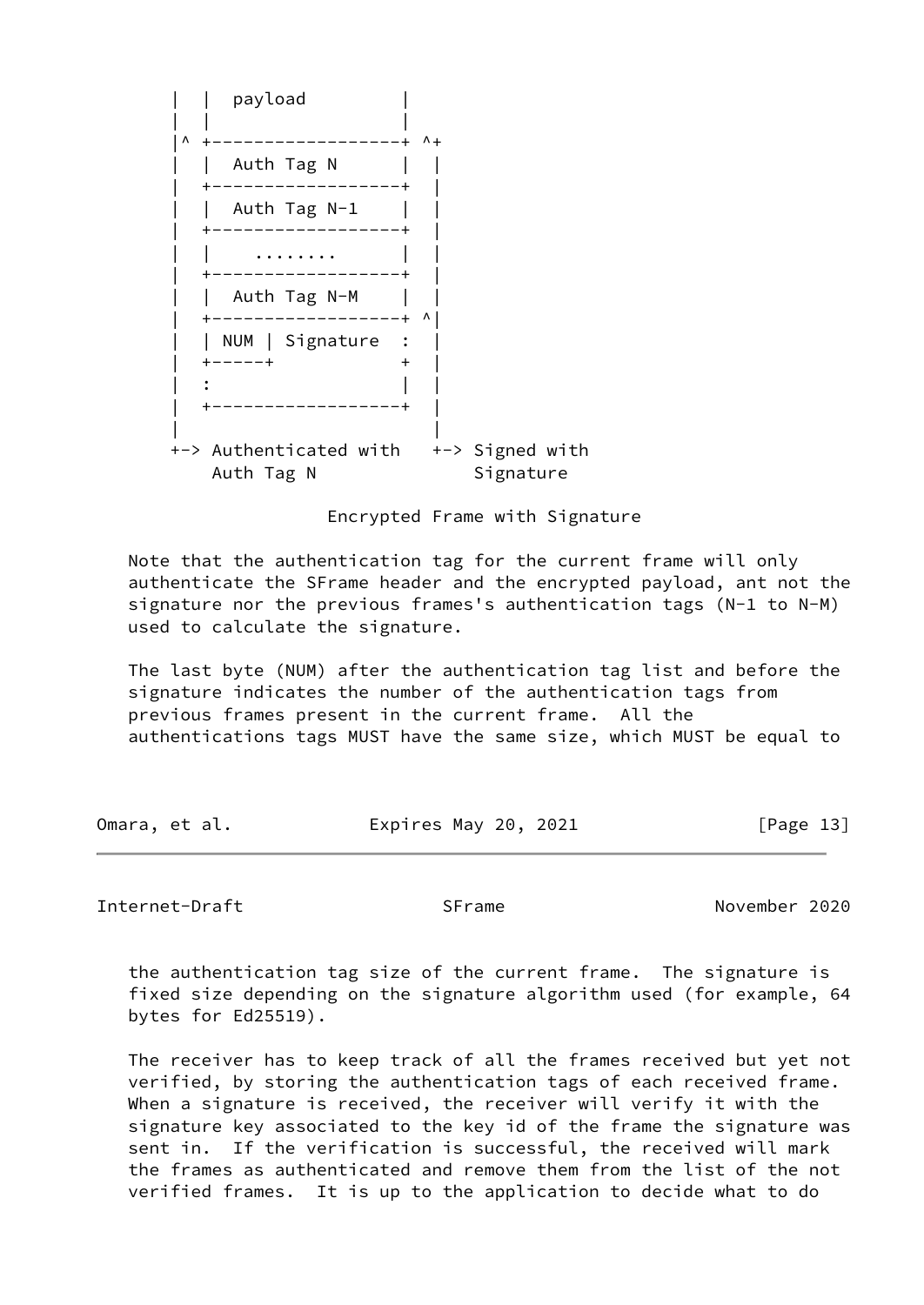```
   |  |  payload          |
   |  |                   |
   |^ +-------------------+ ^+
   |  |  Auth Tag N       |  |
   |  +-------------------+  |
   |  |  Auth Tag N-1     |  |
   |  +-------------------+  |
   |  |    ........       |  |
   |  +-------------------+  |
   |  |  Auth Tag N-M     |  |
   |  +-------------------+ ^|
   |  | NUM | Signature  :  |
   |  +-----+            +  |
   |  :                  |  |
   |  +------------------+  |
   |                        |
   +-> Authenticated with   +-> Signed with
       Auth Tag N               Signature
```

Encrypted Frame with Signature

Note that the authentication tag for the current frame will only authenticate the SFrame header and the encrypted payload, ant not the signature nor the previous frames's authentication tags (N-1 to N-M) used to calculate the signature.

The last byte (NUM) after the authentication tag list and before the signature indicates the number of the authentication tags from previous frames present in the current frame. All the authentications tags MUST have the same size, which MUST be equal to the authentication tag size of the current frame. The signature is fixed size depending on the signature algorithm used (for example, 64 bytes for Ed25519).

The receiver has to keep track of all the frames received but yet not verified, by storing the authentication tags of each received frame. When a signature is received, the receiver will verify it with the signature key associated to the key id of the frame the signature was sent in. If the verification is successful, the received will mark the frames as authenticated and remove them from the list of the not verified frames. It is up to the application to decide what to do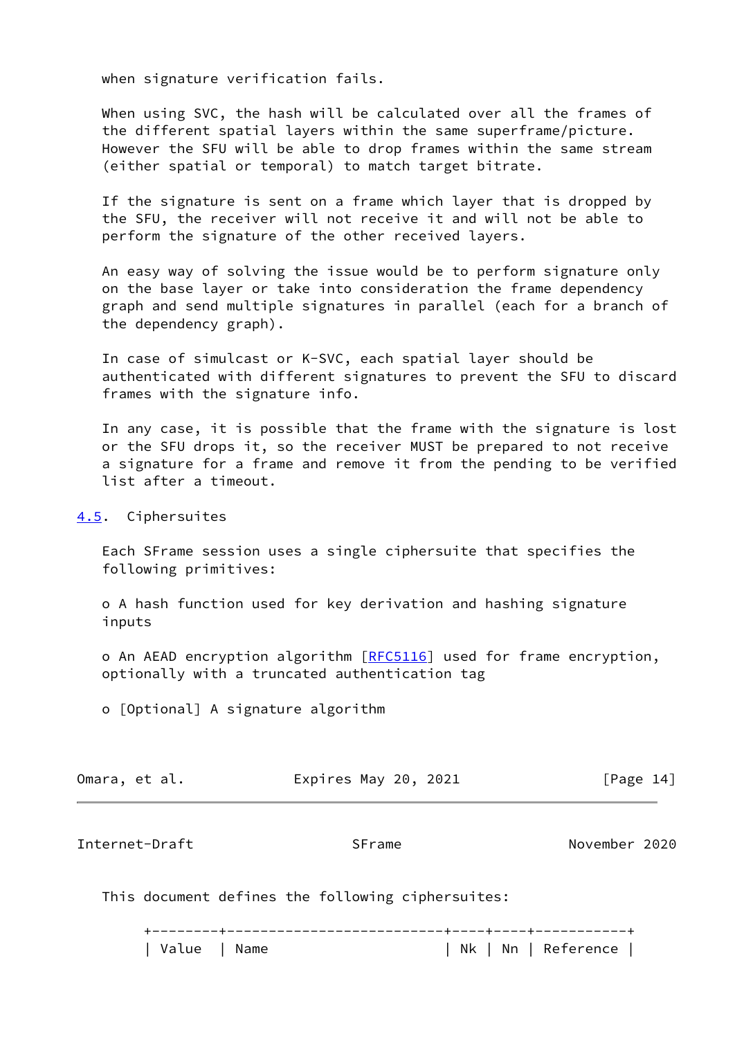when signature verification fails.

When using SVC, the hash will be calculated over all the frames of the different spatial layers within the same superframe/picture. However the SFU will be able to drop frames within the same stream (either spatial or temporal) to match target bitrate.

If the signature is sent on a frame which layer that is dropped by the SFU, the receiver will not receive it and will not be able to perform the signature of the other received layers.

An easy way of solving the issue would be to perform signature only on the base layer or take into consideration the frame dependency graph and send multiple signatures in parallel (each for a branch of the dependency graph).

In case of simulcast or K-SVC, each spatial layer should be authenticated with different signatures to prevent the SFU to discard frames with the signature info.

In any case, it is possible that the frame with the signature is lost or the SFU drops it, so the receiver MUST be prepared to not receive a signature for a frame and remove it from the pending to be verified list after a timeout.

## 4.5. Ciphersuites

Each SFrame session uses a single ciphersuite that specifies the following primitives:

- A hash function used for key derivation and hashing signature inputs

- An AEAD encryption algorithm [RFC5116] used for frame encryption, optionally with a truncated authentication tag

- [Optional] A signature algorithm

This document defines the following ciphersuites:

| Value | Name | Nk | Nn | Reference |
|---|---|---|---|---|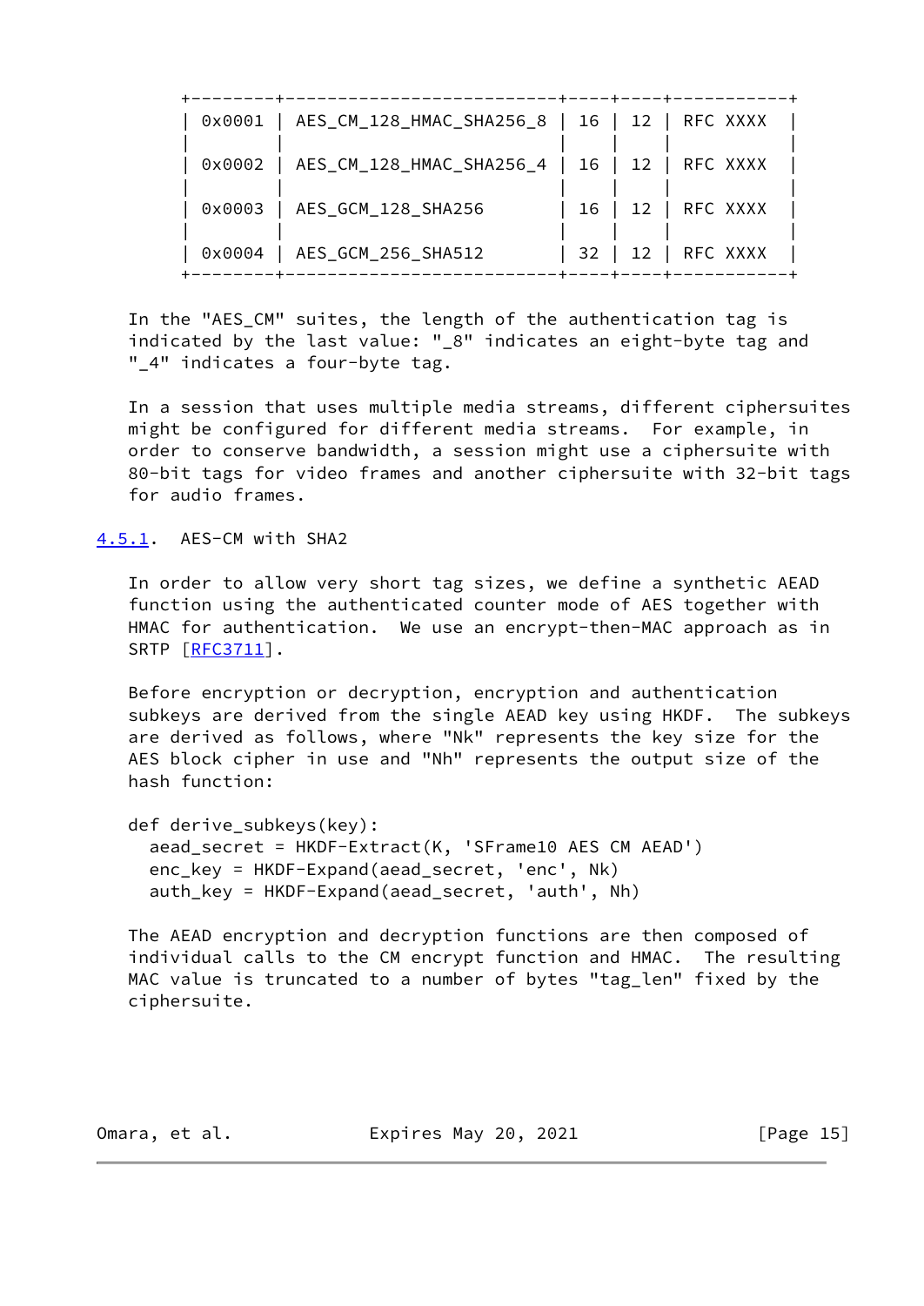| 0x0001 | AES_CM_128_HMAC_SHA256_8 | 16 | 12 | RFC XXXX |
|---|---|---|---|---|
| 0x0002 | AES_CM_128_HMAC_SHA256_4 | 16 | 12 | RFC XXXX |
| 0x0003 | AES_GCM_128_SHA256 | 16 | 12 | RFC XXXX |
| 0x0004 | AES_GCM_256_SHA512 | 32 | 12 | RFC XXXX |

In the "AES_CM" suites, the length of the authentication tag is indicated by the last value: "_8" indicates an eight-byte tag and "_4" indicates a four-byte tag.

In a session that uses multiple media streams, different ciphersuites might be configured for different media streams. For example, in order to conserve bandwidth, a session might use a ciphersuite with 80-bit tags for video frames and another ciphersuite with 32-bit tags for audio frames.

### 4.5.1. AES-CM with SHA2

In order to allow very short tag sizes, we define a synthetic AEAD function using the authenticated counter mode of AES together with HMAC for authentication. We use an encrypt-then-MAC approach as in SRTP [RFC3711].

Before encryption or decryption, encryption and authentication subkeys are derived from the single AEAD key using HKDF. The subkeys are derived as follows, where "Nk" represents the key size for the AES block cipher in use and "Nh" represents the output size of the hash function:

```
def derive_subkeys(key):
  aead_secret = HKDF-Extract(K, 'SFrame10 AES CM AEAD')
  enc_key = HKDF-Expand(aead_secret, 'enc', Nk)
  auth_key = HKDF-Expand(aead_secret, 'auth', Nh)
```

The AEAD encryption and decryption functions are then composed of individual calls to the CM encrypt function and HMAC. The resulting MAC value is truncated to a number of bytes "tag_len" fixed by the ciphersuite.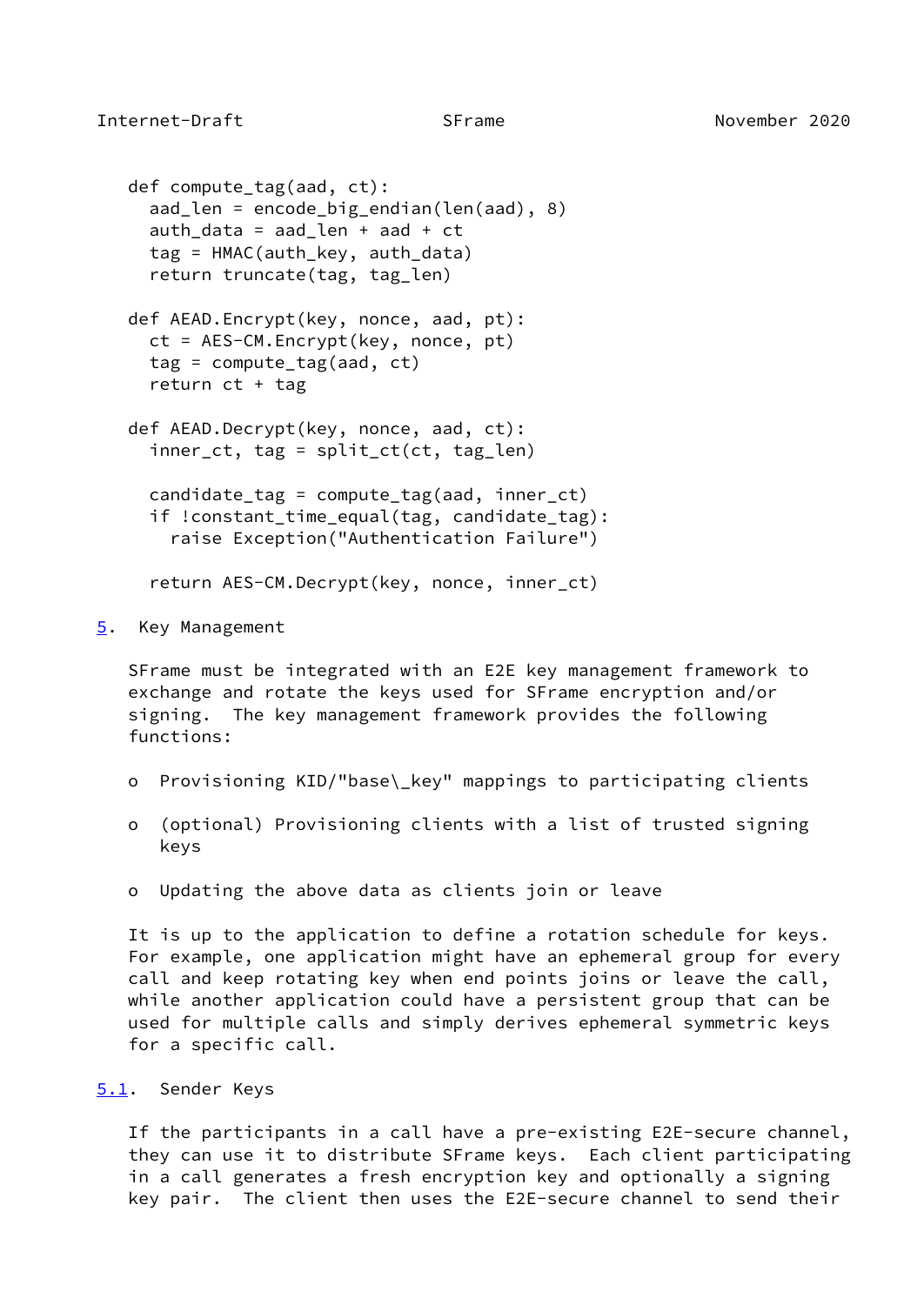```
def compute_tag(aad, ct):
  aad_len = encode_big_endian(len(aad), 8)
  auth_data = aad_len + aad + ct
  tag = HMAC(auth_key, auth_data)
  return truncate(tag, tag_len)

def AEAD.Encrypt(key, nonce, aad, pt):
  ct = AES-CM.Encrypt(key, nonce, pt)
  tag = compute_tag(aad, ct)
  return ct + tag

def AEAD.Decrypt(key, nonce, aad, ct):
  inner_ct, tag = split_ct(ct, tag_len)

  candidate_tag = compute_tag(aad, inner_ct)
  if !constant_time_equal(tag, candidate_tag):
    raise Exception("Authentication Failure")

  return AES-CM.Decrypt(key, nonce, inner_ct)
```

## 5. Key Management

SFrame must be integrated with an E2E key management framework to exchange and rotate the keys used for SFrame encryption and/or signing. The key management framework provides the following functions:

- Provisioning KID/"base\_key" mappings to participating clients
- (optional) Provisioning clients with a list of trusted signing keys
- Updating the above data as clients join or leave

It is up to the application to define a rotation schedule for keys. For example, one application might have an ephemeral group for every call and keep rotating key when end points joins or leave the call, while another application could have a persistent group that can be used for multiple calls and simply derives ephemeral symmetric keys for a specific call.

### 5.1. Sender Keys

If the participants in a call have a pre-existing E2E-secure channel, they can use it to distribute SFrame keys. Each client participating in a call generates a fresh encryption key and optionally a signing key pair. The client then uses the E2E-secure channel to send their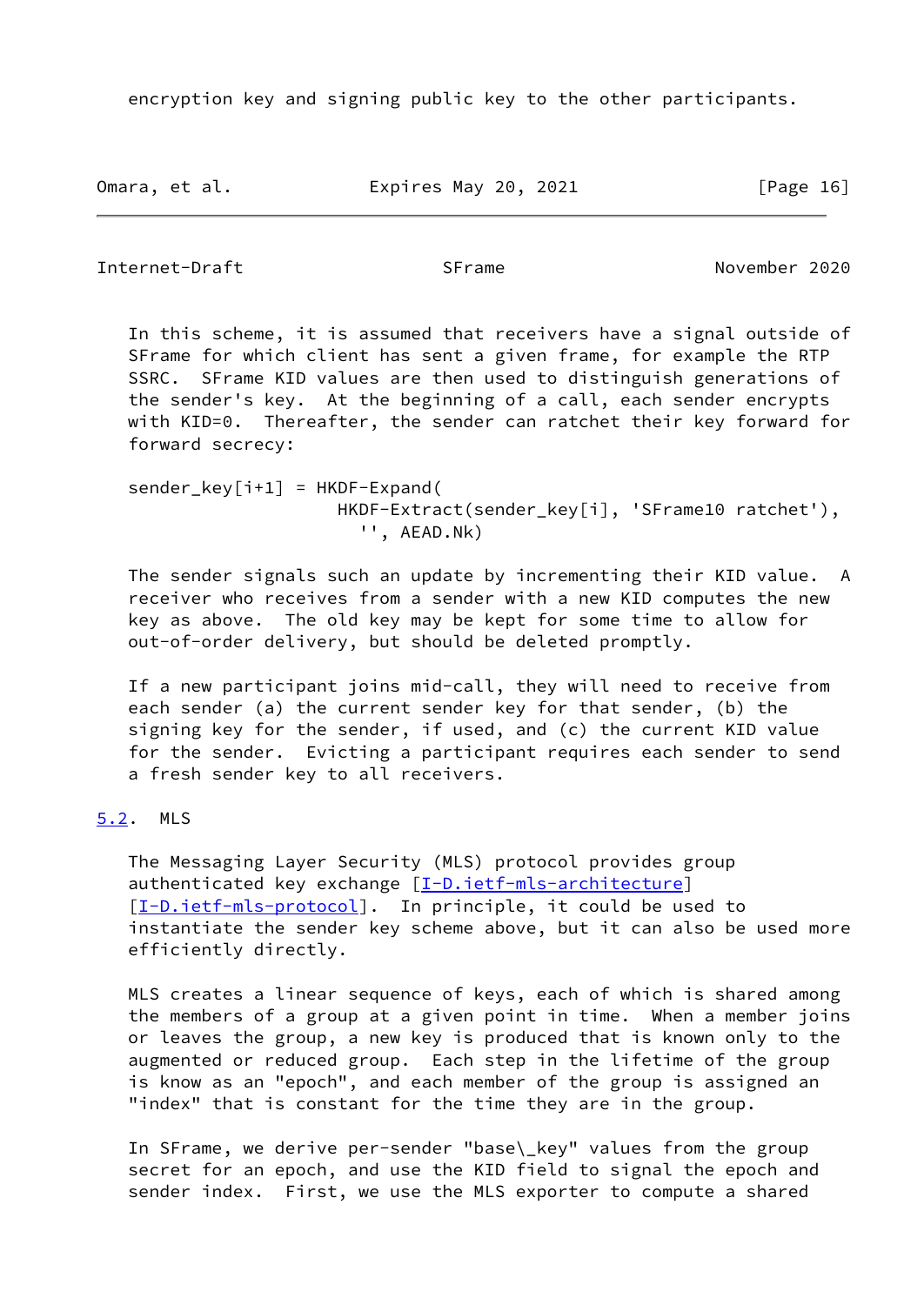encryption key and signing public key to the other participants.

In this scheme, it is assumed that receivers have a signal outside of SFrame for which client has sent a given frame, for example the RTP SSRC. SFrame KID values are then used to distinguish generations of the sender's key. At the beginning of a call, each sender encrypts with KID=0. Thereafter, the sender can ratchet their key forward for forward secrecy:

```
sender_key[i+1] = HKDF-Expand(
                    HKDF-Extract(sender_key[i], 'SFrame10 ratchet'),
                      '', AEAD.Nk)
```

The sender signals such an update by incrementing their KID value. A receiver who receives from a sender with a new KID computes the new key as above. The old key may be kept for some time to allow for out-of-order delivery, but should be deleted promptly.

If a new participant joins mid-call, they will need to receive from each sender (a) the current sender key for that sender, (b) the signing key for the sender, if used, and (c) the current KID value for the sender. Evicting a participant requires each sender to send a fresh sender key to all receivers.

## 5.2. MLS

The Messaging Layer Security (MLS) protocol provides group authenticated key exchange [I-D.ietf-mls-architecture] [I-D.ietf-mls-protocol]. In principle, it could be used to instantiate the sender key scheme above, but it can also be used more efficiently directly.

MLS creates a linear sequence of keys, each of which is shared among the members of a group at a given point in time. When a member joins or leaves the group, a new key is produced that is known only to the augmented or reduced group. Each step in the lifetime of the group is know as an "epoch", and each member of the group is assigned an "index" that is constant for the time they are in the group.

In SFrame, we derive per-sender "base\_key" values from the group secret for an epoch, and use the KID field to signal the epoch and sender index. First, we use the MLS exporter to compute a shared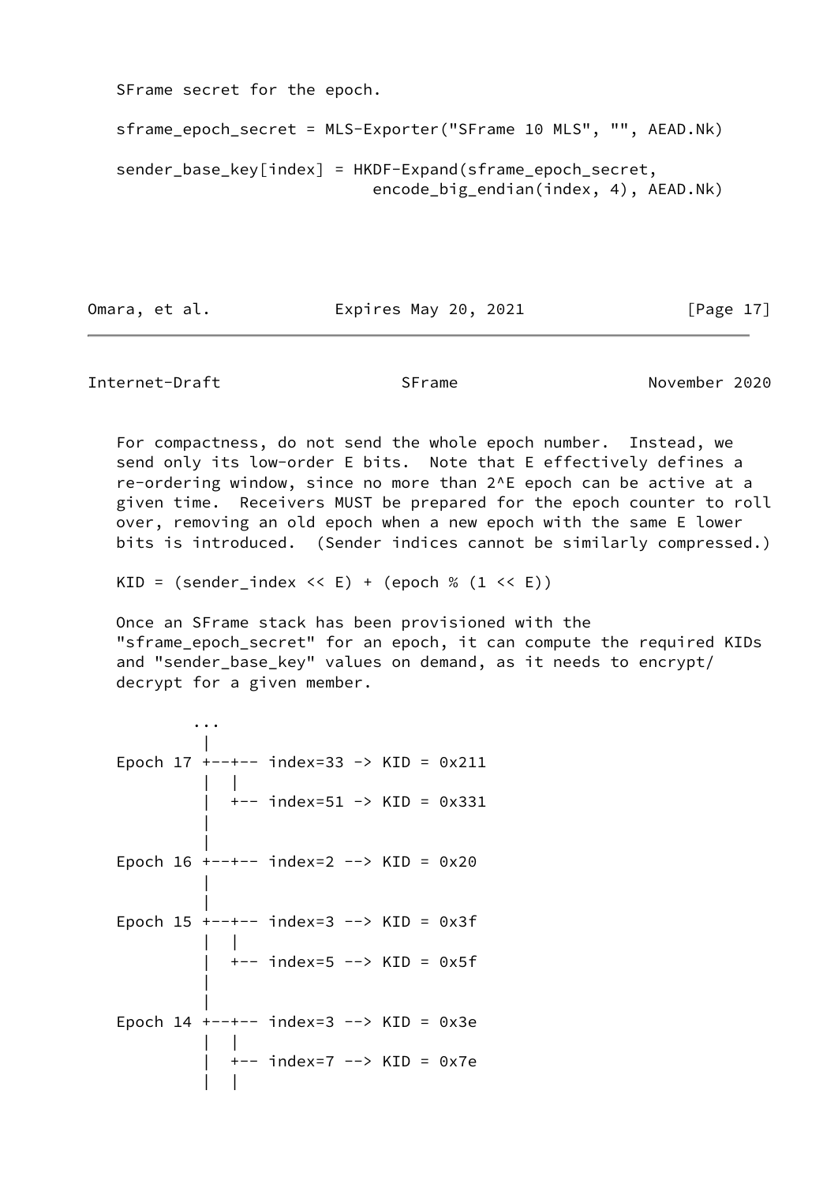SFrame secret for the epoch.

```
sframe_epoch_secret = MLS-Exporter("SFrame 10 MLS", "", AEAD.Nk)

sender_base_key[index] = HKDF-Expand(sframe_epoch_secret,
                           encode_big_endian(index, 4), AEAD.Nk)
```

For compactness, do not send the whole epoch number. Instead, we send only its low-order E bits. Note that E effectively defines a re-ordering window, since no more than 2^E epoch can be active at a given time. Receivers MUST be prepared for the epoch counter to roll over, removing an old epoch when a new epoch with the same E lower bits is introduced. (Sender indices cannot be similarly compressed.)

```
KID = (sender_index << E) + (epoch % (1 << E))
```

Once an SFrame stack has been provisioned with the "sframe_epoch_secret" for an epoch, it can compute the required KIDs and "sender_base_key" values on demand, as it needs to encrypt/decrypt for a given member.

```
         ...
          |
Epoch 17 +--+-- index=33 -> KID = 0x211
          |  |
          |  +-- index=51 -> KID = 0x331
          |
          |
Epoch 16 +--+-- index=2 --> KID = 0x20
          |
          |
Epoch 15 +--+-- index=3 --> KID = 0x3f
          |  |
          |  +-- index=5 --> KID = 0x5f
          |
          |
Epoch 14 +--+-- index=3 --> KID = 0x3e
          |  |
          |  +-- index=7 --> KID = 0x7e
          |  |
```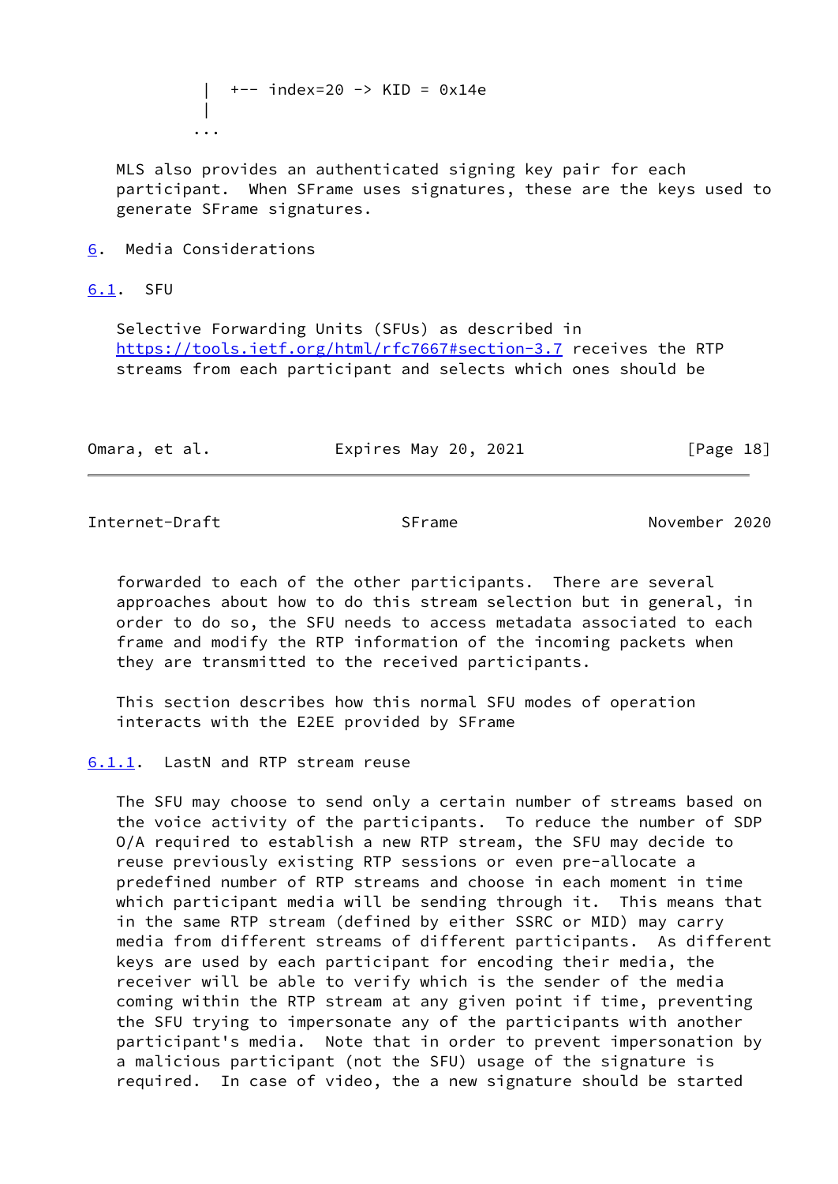```
   |  +-- index=20 -> KID = 0x14e
   |
  ...
```

MLS also provides an authenticated signing key pair for each participant. When SFrame uses signatures, these are the keys used to generate SFrame signatures.

# 6. Media Considerations

## 6.1. SFU

Selective Forwarding Units (SFUs) as described in https://tools.ietf.org/html/rfc7667#section-3.7 receives the RTP streams from each participant and selects which ones should be forwarded to each of the other participants. There are several approaches about how to do this stream selection but in general, in order to do so, the SFU needs to access metadata associated to each frame and modify the RTP information of the incoming packets when they are transmitted to the received participants.

This section describes how this normal SFU modes of operation interacts with the E2EE provided by SFrame

### 6.1.1. LastN and RTP stream reuse

The SFU may choose to send only a certain number of streams based on the voice activity of the participants. To reduce the number of SDP O/A required to establish a new RTP stream, the SFU may decide to reuse previously existing RTP sessions or even pre-allocate a predefined number of RTP streams and choose in each moment in time which participant media will be sending through it. This means that in the same RTP stream (defined by either SSRC or MID) may carry media from different streams of different participants. As different keys are used by each participant for encoding their media, the receiver will be able to verify which is the sender of the media coming within the RTP stream at any given point if time, preventing the SFU trying to impersonate any of the participants with another participant's media. Note that in order to prevent impersonation by a malicious participant (not the SFU) usage of the signature is required. In case of video, the a new signature should be started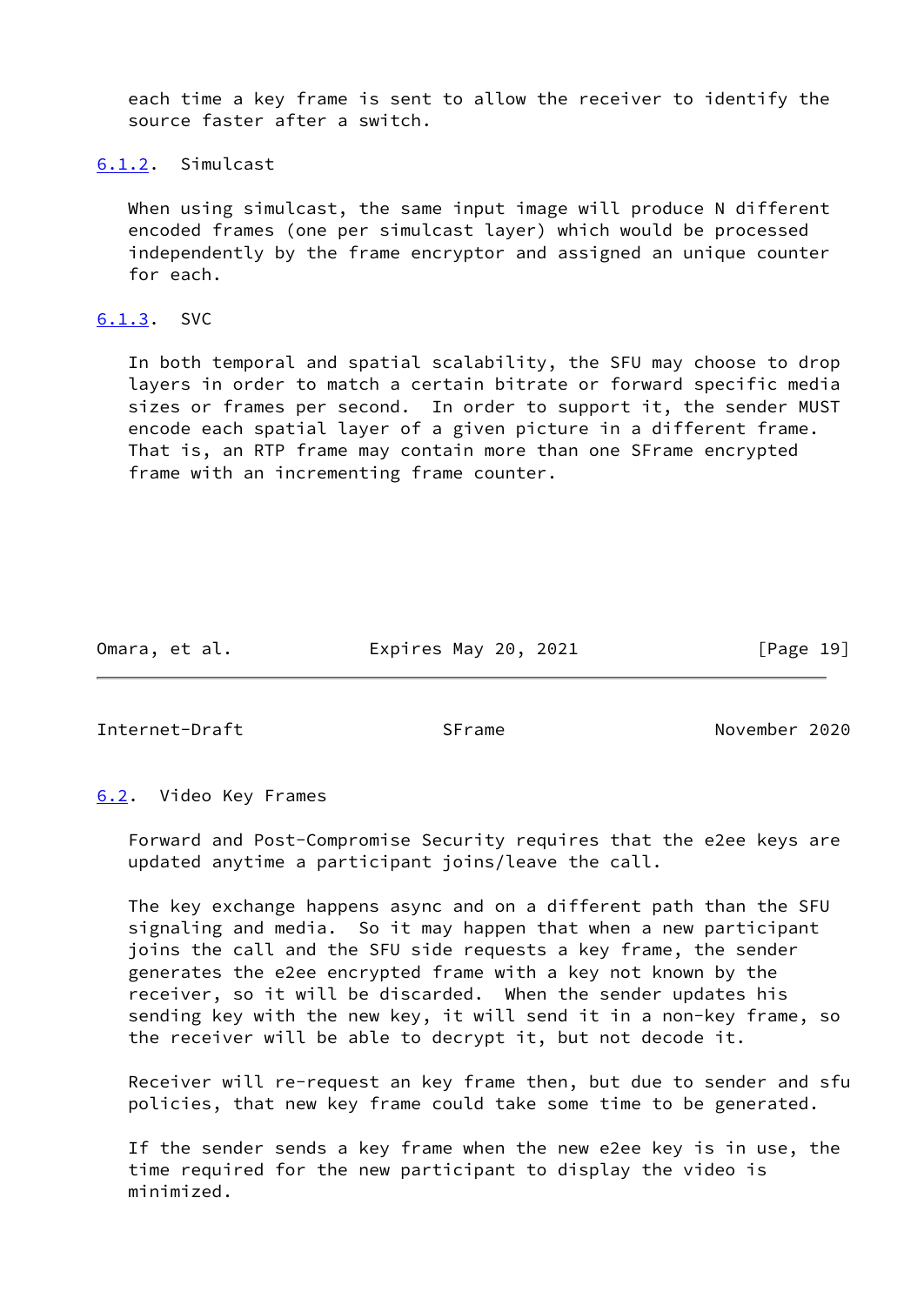each time a key frame is sent to allow the receiver to identify the source faster after a switch.

#### 6.1.2. Simulcast

When using simulcast, the same input image will produce N different encoded frames (one per simulcast layer) which would be processed independently by the frame encryptor and assigned an unique counter for each.

#### 6.1.3. SVC

In both temporal and spatial scalability, the SFU may choose to drop layers in order to match a certain bitrate or forward specific media sizes or frames per second. In order to support it, the sender MUST encode each spatial layer of a given picture in a different frame. That is, an RTP frame may contain more than one SFrame encrypted frame with an incrementing frame counter.

### 6.2. Video Key Frames

Forward and Post-Compromise Security requires that the e2ee keys are updated anytime a participant joins/leave the call.

The key exchange happens async and on a different path than the SFU signaling and media. So it may happen that when a new participant joins the call and the SFU side requests a key frame, the sender generates the e2ee encrypted frame with a key not known by the receiver, so it will be discarded. When the sender updates his sending key with the new key, it will send it in a non-key frame, so the receiver will be able to decrypt it, but not decode it.

Receiver will re-request an key frame then, but due to sender and sfu policies, that new key frame could take some time to be generated.

If the sender sends a key frame when the new e2ee key is in use, the time required for the new participant to display the video is minimized.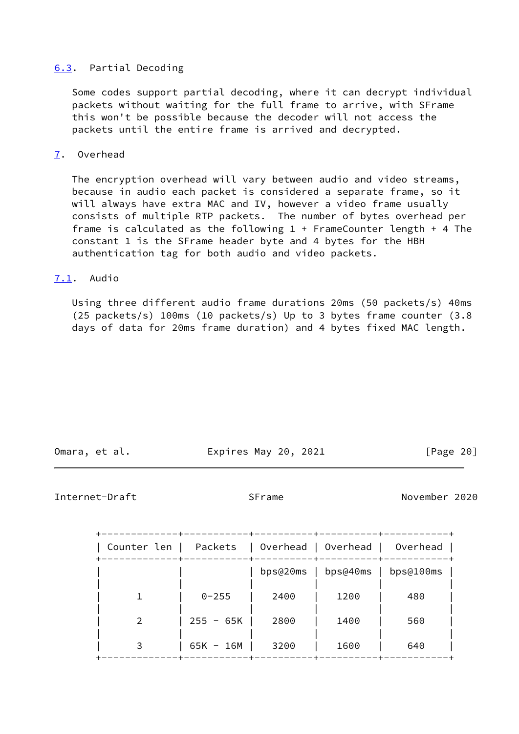## 6.3. Partial Decoding

Some codes support partial decoding, where it can decrypt individual packets without waiting for the full frame to arrive, with SFrame this won't be possible because the decoder will not access the packets until the entire frame is arrived and decrypted.

# 7. Overhead

The encryption overhead will vary between audio and video streams, because in audio each packet is considered a separate frame, so it will always have extra MAC and IV, however a video frame usually consists of multiple RTP packets. The number of bytes overhead per frame is calculated as the following 1 + FrameCounter length + 4 The constant 1 is the SFrame header byte and 4 bytes for the HBH authentication tag for both audio and video packets.

## 7.1. Audio

Using three different audio frame durations 20ms (50 packets/s) 40ms (25 packets/s) 100ms (10 packets/s) Up to 3 bytes frame counter (3.8 days of data for 20ms frame duration) and 4 bytes fixed MAC length.

| Counter len | Packets | Overhead bps@20ms | Overhead bps@40ms | Overhead bps@100ms |
|---|---|---|---|---|
| 1 | 0-255 | 2400 | 1200 | 480 |
| 2 | 255 - 65K | 2800 | 1400 | 560 |
| 3 | 65K - 16M | 3200 | 1600 | 640 |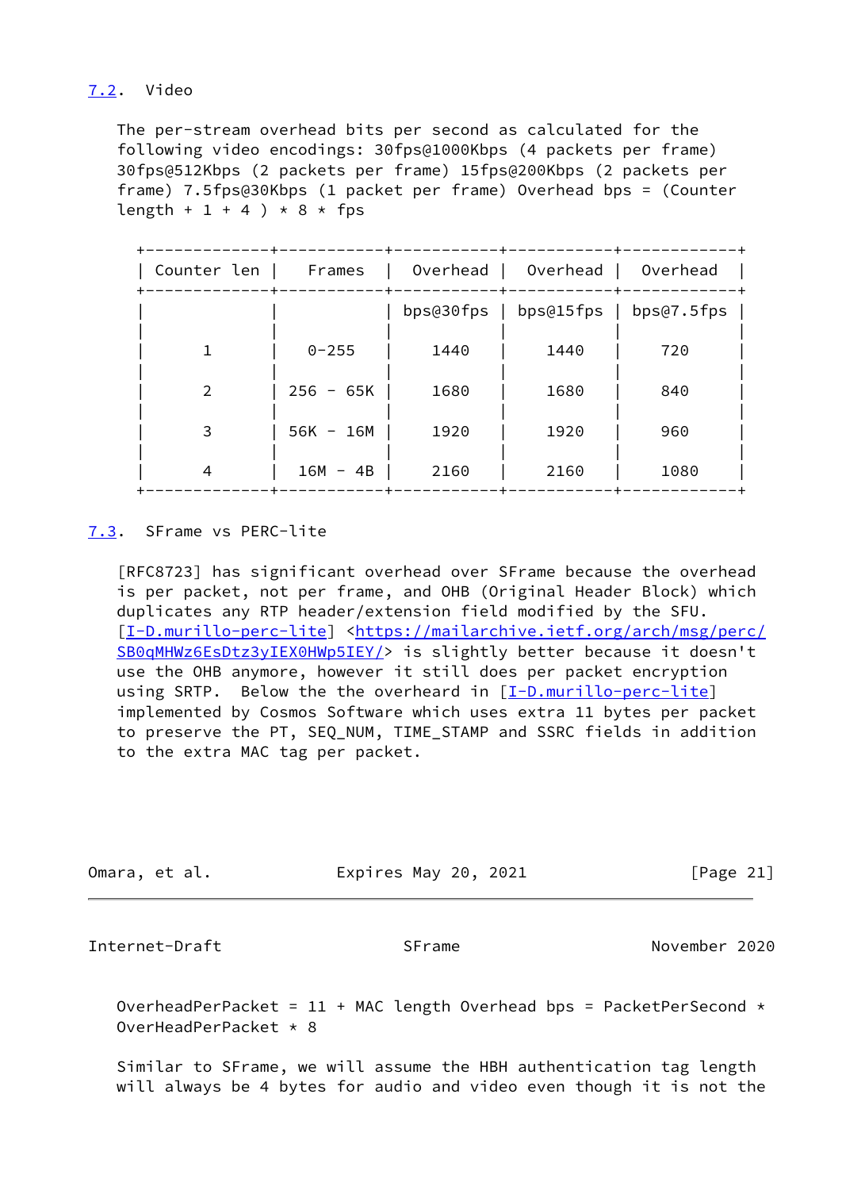### 7.2. Video

The per-stream overhead bits per second as calculated for the following video encodings: 30fps@1000Kbps (4 packets per frame) 30fps@512Kbps (2 packets per frame) 15fps@200Kbps (2 packets per frame) 7.5fps@30Kbps (1 packet per frame) Overhead bps = (Counter length + 1 + 4 ) * 8 * fps

| Counter len | Frames | Overhead | Overhead | Overhead |
|---|---|---|---|---|
| | | bps@30fps | bps@15fps | bps@7.5fps |
| 1 | 0-255 | 1440 | 1440 | 720 |
| 2 | 256 - 65K | 1680 | 1680 | 840 |
| 3 | 56K - 16M | 1920 | 1920 | 960 |
| 4 | 16M - 4B | 2160 | 2160 | 1080 |

### 7.3. SFrame vs PERC-lite

[RFC8723] has significant overhead over SFrame because the overhead is per packet, not per frame, and OHB (Original Header Block) which duplicates any RTP header/extension field modified by the SFU. [I-D.murillo-perc-lite] <https://mailarchive.ietf.org/arch/msg/perc/SB0qMHWz6EsDtz3yIEX0HWp5IEY/> is slightly better because it doesn't use the OHB anymore, however it still does per packet encryption using SRTP. Below the the overheard in [I-D.murillo-perc-lite] implemented by Cosmos Software which uses extra 11 bytes per packet to preserve the PT, SEQ_NUM, TIME_STAMP and SSRC fields in addition to the extra MAC tag per packet.

OverheadPerPacket = 11 + MAC length Overhead bps = PacketPerSecond * OverHeadPerPacket * 8

Similar to SFrame, we will assume the HBH authentication tag length will always be 4 bytes for audio and video even though it is not the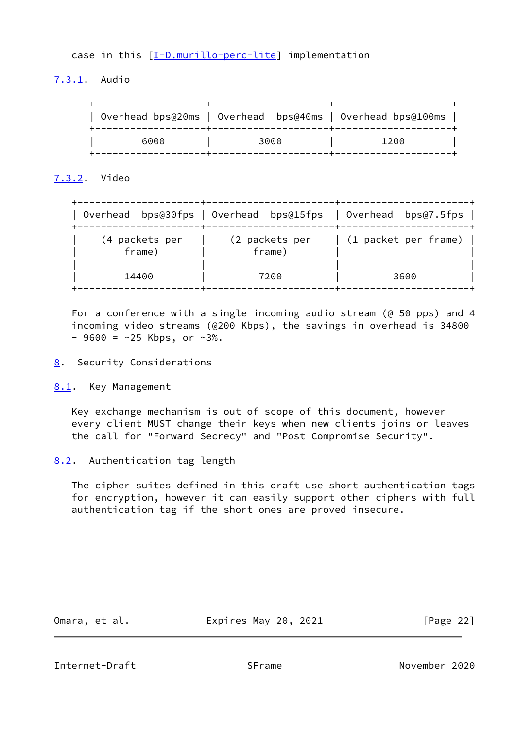case in this [I-D.murillo-perc-lite] implementation

### 7.3.1. Audio

| Overhead bps@20ms | Overhead bps@40ms | Overhead bps@100ms |
| --- | --- | --- |
| 6000 | 3000 | 1200 |

### 7.3.2. Video

| Overhead bps@30fps | Overhead bps@15fps | Overhead bps@7.5fps |
| --- | --- | --- |
| (4 packets per frame) | (2 packets per frame) | (1 packet per frame) |
| 14400 | 7200 | 3600 |

For a conference with a single incoming audio stream (@ 50 pps) and 4 incoming video streams (@200 Kbps), the savings in overhead is 34800 - 9600 = ~25 Kbps, or ~3%.

## 8. Security Considerations

### 8.1. Key Management

Key exchange mechanism is out of scope of this document, however every client MUST change their keys when new clients joins or leaves the call for "Forward Secrecy" and "Post Compromise Security".

### 8.2. Authentication tag length

The cipher suites defined in this draft use short authentication tags for encryption, however it can easily support other ciphers with full authentication tag if the short ones are proved insecure.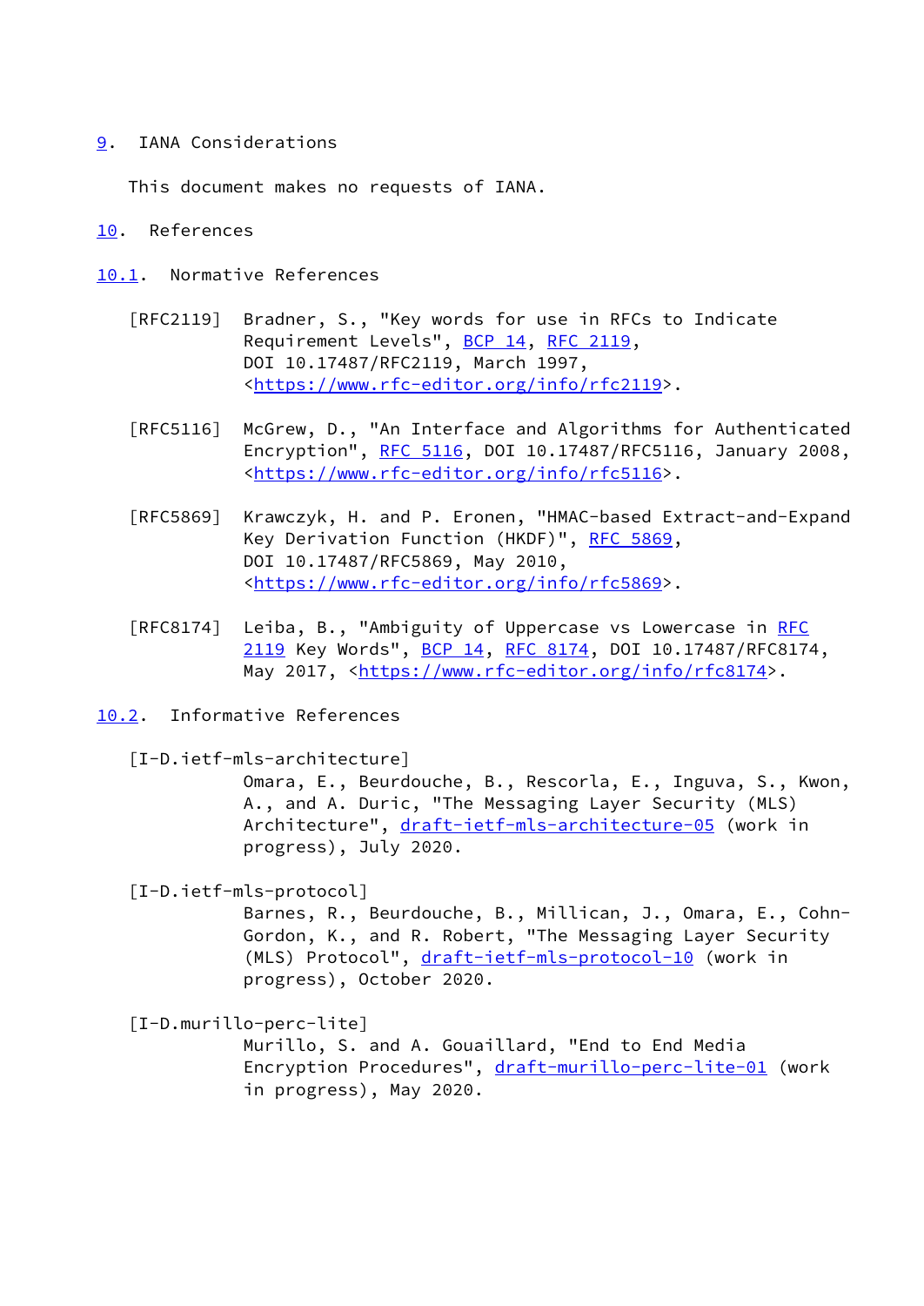# 9. IANA Considerations

This document makes no requests of IANA.

# 10. References

## 10.1. Normative References

[RFC2119] Bradner, S., "Key words for use in RFCs to Indicate Requirement Levels", BCP 14, RFC 2119, DOI 10.17487/RFC2119, March 1997, <https://www.rfc-editor.org/info/rfc2119>.

[RFC5116] McGrew, D., "An Interface and Algorithms for Authenticated Encryption", RFC 5116, DOI 10.17487/RFC5116, January 2008, <https://www.rfc-editor.org/info/rfc5116>.

[RFC5869] Krawczyk, H. and P. Eronen, "HMAC-based Extract-and-Expand Key Derivation Function (HKDF)", RFC 5869, DOI 10.17487/RFC5869, May 2010, <https://www.rfc-editor.org/info/rfc5869>.

[RFC8174] Leiba, B., "Ambiguity of Uppercase vs Lowercase in RFC 2119 Key Words", BCP 14, RFC 8174, DOI 10.17487/RFC8174, May 2017, <https://www.rfc-editor.org/info/rfc8174>.

## 10.2. Informative References

[I-D.ietf-mls-architecture] Omara, E., Beurdouche, B., Rescorla, E., Inguva, S., Kwon, A., and A. Duric, "The Messaging Layer Security (MLS) Architecture", draft-ietf-mls-architecture-05 (work in progress), July 2020.

[I-D.ietf-mls-protocol] Barnes, R., Beurdouche, B., Millican, J., Omara, E., Cohn-Gordon, K., and R. Robert, "The Messaging Layer Security (MLS) Protocol", draft-ietf-mls-protocol-10 (work in progress), October 2020.

[I-D.murillo-perc-lite] Murillo, S. and A. Gouaillard, "End to End Media Encryption Procedures", draft-murillo-perc-lite-01 (work in progress), May 2020.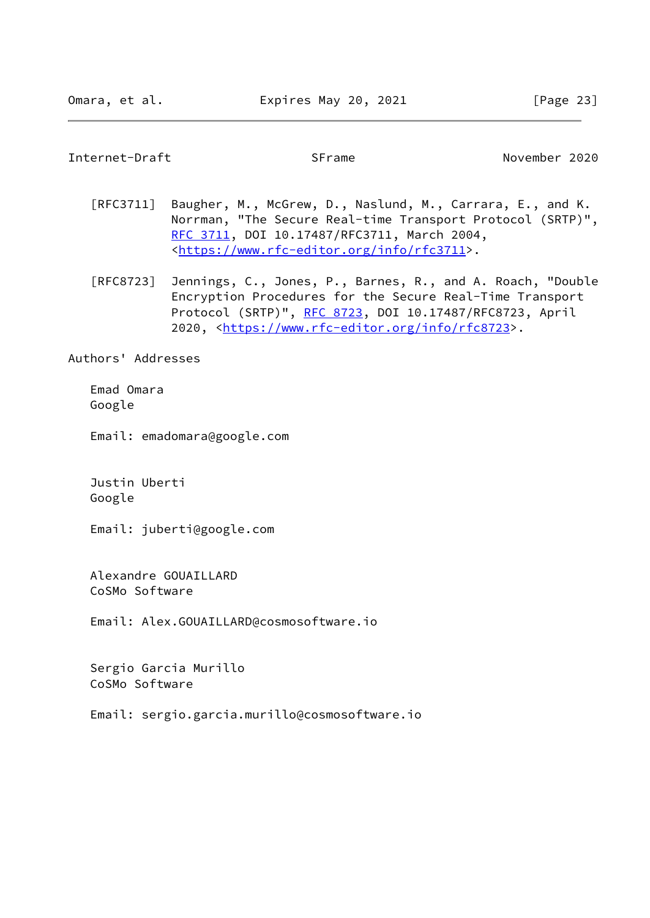[RFC3711] Baugher, M., McGrew, D., Naslund, M., Carrara, E., and K. Norrman, "The Secure Real-time Transport Protocol (SRTP)", RFC 3711, DOI 10.17487/RFC3711, March 2004, <https://www.rfc-editor.org/info/rfc3711>.

[RFC8723] Jennings, C., Jones, P., Barnes, R., and A. Roach, "Double Encryption Procedures for the Secure Real-Time Transport Protocol (SRTP)", RFC 8723, DOI 10.17487/RFC8723, April 2020, <https://www.rfc-editor.org/info/rfc8723>.

## Authors' Addresses

Emad Omara
Google

Email: emadomara@google.com

Justin Uberti
Google

Email: juberti@google.com

Alexandre GOUAILLARD
CoSMo Software

Email: Alex.GOUAILLARD@cosmosoftware.io

Sergio Garcia Murillo
CoSMo Software

Email: sergio.garcia.murillo@cosmosoftware.io